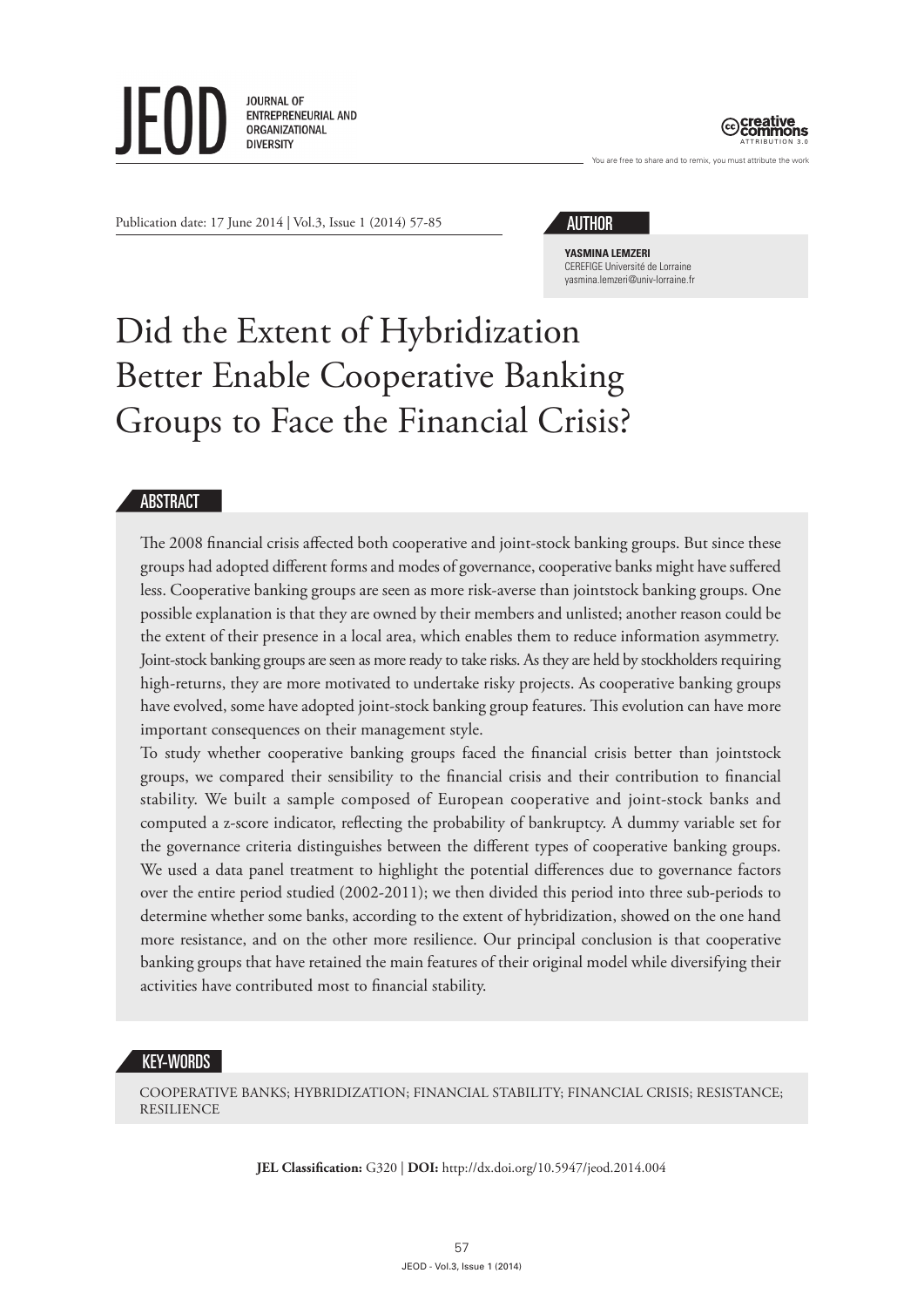Publication date: 17 June 2014 | Vol.3, Issue 1 (2014) 57-85

## AUTHOR

**YASMINA LEMZERI**
CEREFIGE Université de Lorraine
yasmina.lemzeri@univ-lorraine.fr

# Did the Extent of Hybridization Better Enable Cooperative Banking Groups to Face the Financial Crisis?

## ABSTRACT

The 2008 financial crisis affected both cooperative and joint-stock banking groups. But since these groups had adopted different forms and modes of governance, cooperative banks might have suffered less. Cooperative banking groups are seen as more risk-averse than jointstock banking groups. One possible explanation is that they are owned by their members and unlisted; another reason could be the extent of their presence in a local area, which enables them to reduce information asymmetry. Joint-stock banking groups are seen as more ready to take risks. As they are held by stockholders requiring high-returns, they are more motivated to undertake risky projects. As cooperative banking groups have evolved, some have adopted joint-stock banking group features. This evolution can have more important consequences on their management style.

To study whether cooperative banking groups faced the financial crisis better than jointstock groups, we compared their sensibility to the financial crisis and their contribution to financial stability. We built a sample composed of European cooperative and joint-stock banks and computed a z-score indicator, reflecting the probability of bankruptcy. A dummy variable set for the governance criteria distinguishes between the different types of cooperative banking groups. We used a data panel treatment to highlight the potential differences due to governance factors over the entire period studied (2002-2011); we then divided this period into three sub-periods to determine whether some banks, according to the extent of hybridization, showed on the one hand more resistance, and on the other more resilience. Our principal conclusion is that cooperative banking groups that have retained the main features of their original model while diversifying their activities have contributed most to financial stability.

## KEY-WORDS

COOPERATIVE BANKS; HYBRIDIZATION; FINANCIAL STABILITY; FINANCIAL CRISIS; RESISTANCE; RESILIENCE

**JEL Classification:** G320 | **DOI:** http://dx.doi.org/10.5947/jeod.2014.004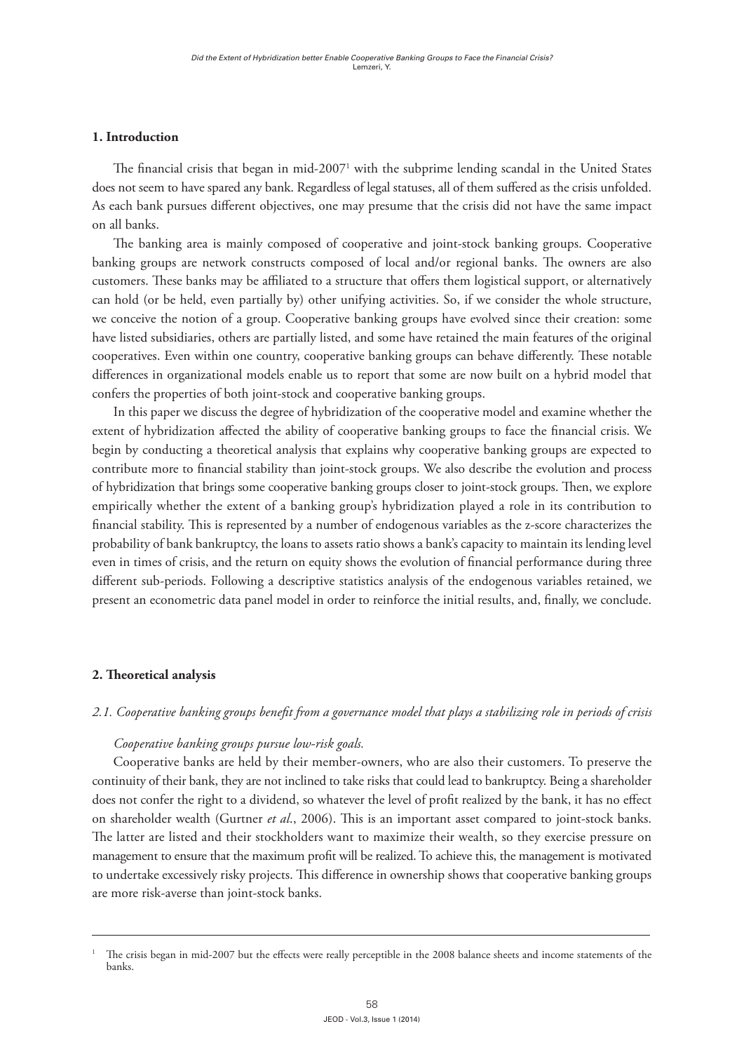## 1. Introduction

The financial crisis that began in mid-2007[1] with the subprime lending scandal in the United States does not seem to have spared any bank. Regardless of legal statuses, all of them suffered as the crisis unfolded. As each bank pursues different objectives, one may presume that the crisis did not have the same impact on all banks.

The banking area is mainly composed of cooperative and joint-stock banking groups. Cooperative banking groups are network constructs composed of local and/or regional banks. The owners are also customers. These banks may be affiliated to a structure that offers them logistical support, or alternatively can hold (or be held, even partially by) other unifying activities. So, if we consider the whole structure, we conceive the notion of a group. Cooperative banking groups have evolved since their creation: some have listed subsidiaries, others are partially listed, and some have retained the main features of the original cooperatives. Even within one country, cooperative banking groups can behave differently. These notable differences in organizational models enable us to report that some are now built on a hybrid model that confers the properties of both joint-stock and cooperative banking groups.

In this paper we discuss the degree of hybridization of the cooperative model and examine whether the extent of hybridization affected the ability of cooperative banking groups to face the financial crisis. We begin by conducting a theoretical analysis that explains why cooperative banking groups are expected to contribute more to financial stability than joint-stock groups. We also describe the evolution and process of hybridization that brings some cooperative banking groups closer to joint-stock groups. Then, we explore empirically whether the extent of a banking group's hybridization played a role in its contribution to financial stability. This is represented by a number of endogenous variables as the z-score characterizes the probability of bank bankruptcy, the loans to assets ratio shows a bank's capacity to maintain its lending level even in times of crisis, and the return on equity shows the evolution of financial performance during three different sub-periods. Following a descriptive statistics analysis of the endogenous variables retained, we present an econometric data panel model in order to reinforce the initial results, and, finally, we conclude.

## 2. Theoretical analysis

### *2.1. Cooperative banking groups benefit from a governance model that plays a stabilizing role in periods of crisis*

*Cooperative banking groups pursue low-risk goals.*

Cooperative banks are held by their member-owners, who are also their customers. To preserve the continuity of their bank, they are not inclined to take risks that could lead to bankruptcy. Being a shareholder does not confer the right to a dividend, so whatever the level of profit realized by the bank, it has no effect on shareholder wealth (Gurtner *et al*., 2006). This is an important asset compared to joint-stock banks. The latter are listed and their stockholders want to maximize their wealth, so they exercise pressure on management to ensure that the maximum profit will be realized. To achieve this, the management is motivated to undertake excessively risky projects. This difference in ownership shows that cooperative banking groups are more risk-averse than joint-stock banks.

---

[1] The crisis began in mid-2007 but the effects were really perceptible in the 2008 balance sheets and income statements of the banks.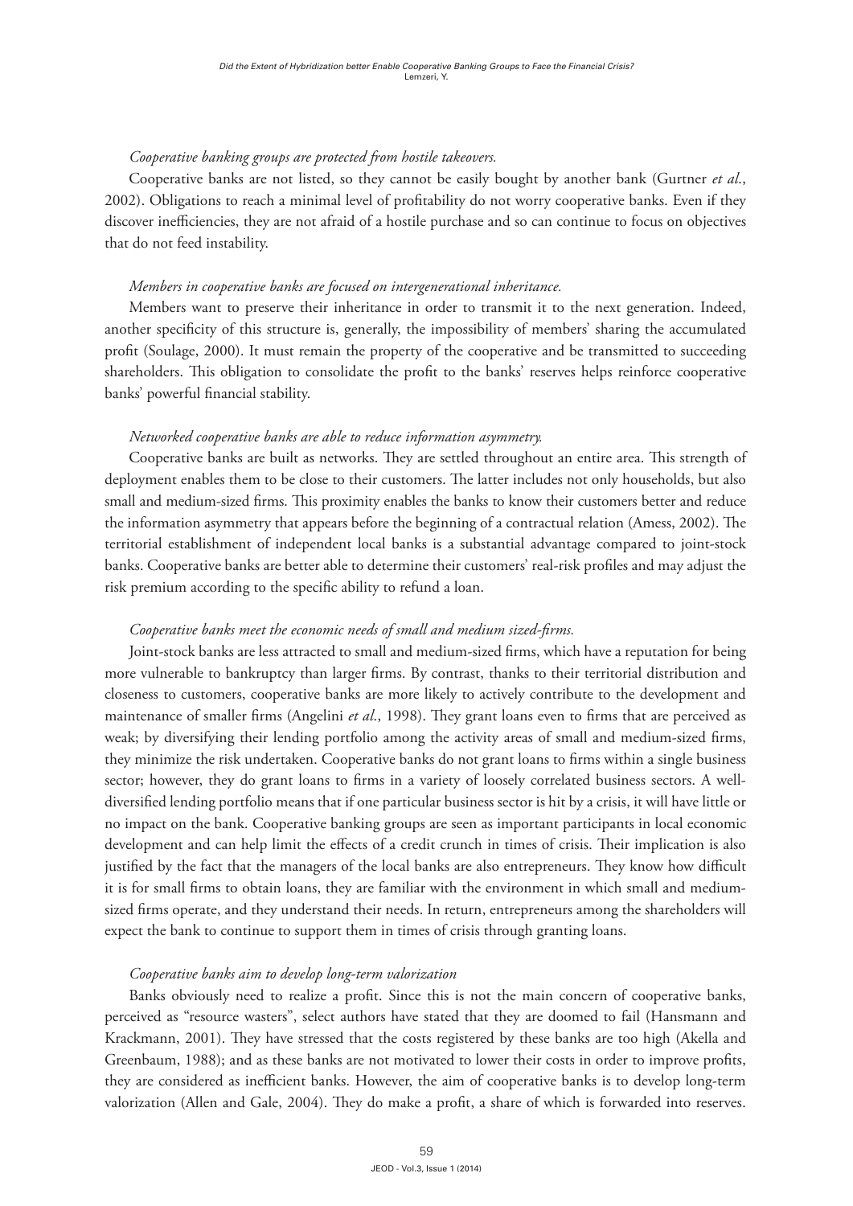*Cooperative banking groups are protected from hostile takeovers.*

Cooperative banks are not listed, so they cannot be easily bought by another bank (Gurtner *et al.*, 2002). Obligations to reach a minimal level of profitability do not worry cooperative banks. Even if they discover inefficiencies, they are not afraid of a hostile purchase and so can continue to focus on objectives that do not feed instability.

*Members in cooperative banks are focused on intergenerational inheritance.*

Members want to preserve their inheritance in order to transmit it to the next generation. Indeed, another specificity of this structure is, generally, the impossibility of members' sharing the accumulated profit (Soulage, 2000). It must remain the property of the cooperative and be transmitted to succeeding shareholders. This obligation to consolidate the profit to the banks' reserves helps reinforce cooperative banks' powerful financial stability.

*Networked cooperative banks are able to reduce information asymmetry.*

Cooperative banks are built as networks. They are settled throughout an entire area. This strength of deployment enables them to be close to their customers. The latter includes not only households, but also small and medium-sized firms. This proximity enables the banks to know their customers better and reduce the information asymmetry that appears before the beginning of a contractual relation (Amess, 2002). The territorial establishment of independent local banks is a substantial advantage compared to joint-stock banks. Cooperative banks are better able to determine their customers' real-risk profiles and may adjust the risk premium according to the specific ability to refund a loan.

*Cooperative banks meet the economic needs of small and medium sized-firms.*

Joint-stock banks are less attracted to small and medium-sized firms, which have a reputation for being more vulnerable to bankruptcy than larger firms. By contrast, thanks to their territorial distribution and closeness to customers, cooperative banks are more likely to actively contribute to the development and maintenance of smaller firms (Angelini *et al.*, 1998). They grant loans even to firms that are perceived as weak; by diversifying their lending portfolio among the activity areas of small and medium-sized firms, they minimize the risk undertaken. Cooperative banks do not grant loans to firms within a single business sector; however, they do grant loans to firms in a variety of loosely correlated business sectors. A well-diversified lending portfolio means that if one particular business sector is hit by a crisis, it will have little or no impact on the bank. Cooperative banking groups are seen as important participants in local economic development and can help limit the effects of a credit crunch in times of crisis. Their implication is also justified by the fact that the managers of the local banks are also entrepreneurs. They know how difficult it is for small firms to obtain loans, they are familiar with the environment in which small and medium-sized firms operate, and they understand their needs. In return, entrepreneurs among the shareholders will expect the bank to continue to support them in times of crisis through granting loans.

*Cooperative banks aim to develop long-term valorization*

Banks obviously need to realize a profit. Since this is not the main concern of cooperative banks, perceived as "resource wasters", select authors have stated that they are doomed to fail (Hansmann and Krackmann, 2001). They have stressed that the costs registered by these banks are too high (Akella and Greenbaum, 1988); and as these banks are not motivated to lower their costs in order to improve profits, they are considered as inefficient banks. However, the aim of cooperative banks is to develop long-term valorization (Allen and Gale, 2004). They do make a profit, a share of which is forwarded into reserves.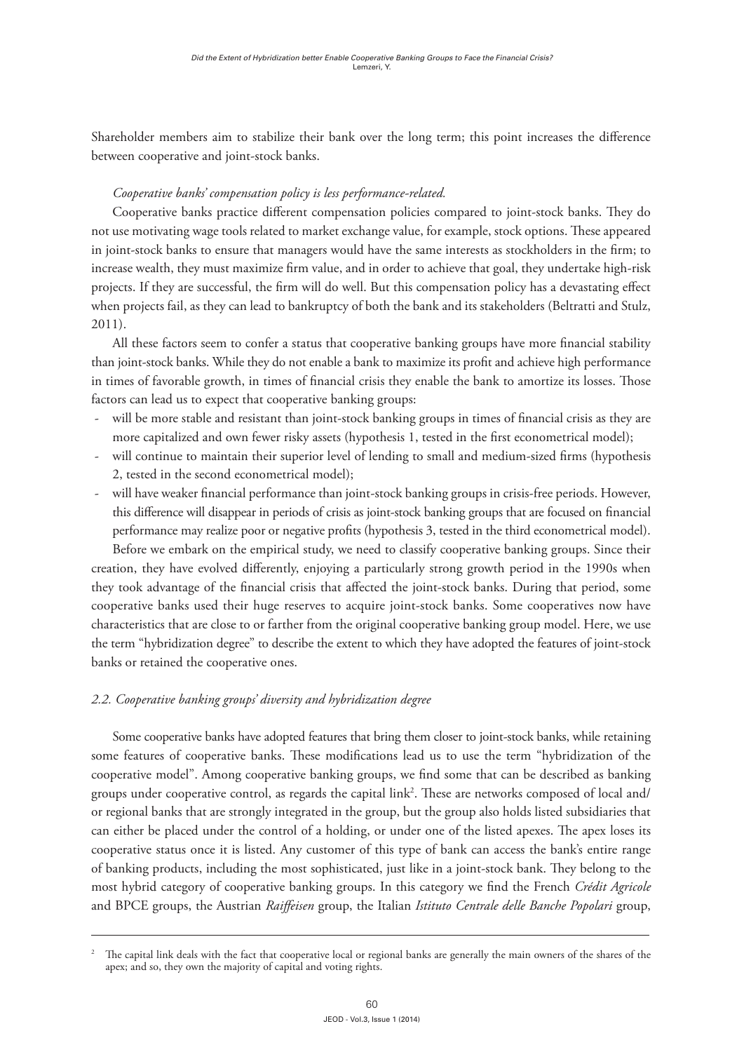Shareholder members aim to stabilize their bank over the long term; this point increases the difference between cooperative and joint-stock banks.

*Cooperative banks' compensation policy is less performance-related.*

Cooperative banks practice different compensation policies compared to joint-stock banks. They do not use motivating wage tools related to market exchange value, for example, stock options. These appeared in joint-stock banks to ensure that managers would have the same interests as stockholders in the firm; to increase wealth, they must maximize firm value, and in order to achieve that goal, they undertake high-risk projects. If they are successful, the firm will do well. But this compensation policy has a devastating effect when projects fail, as they can lead to bankruptcy of both the bank and its stakeholders (Beltratti and Stulz, 2011).

All these factors seem to confer a status that cooperative banking groups have more financial stability than joint-stock banks. While they do not enable a bank to maximize its profit and achieve high performance in times of favorable growth, in times of financial crisis they enable the bank to amortize its losses. Those factors can lead us to expect that cooperative banking groups:

- will be more stable and resistant than joint-stock banking groups in times of financial crisis as they are more capitalized and own fewer risky assets (hypothesis 1, tested in the first econometrical model);
- will continue to maintain their superior level of lending to small and medium-sized firms (hypothesis 2, tested in the second econometrical model);
- will have weaker financial performance than joint-stock banking groups in crisis-free periods. However, this difference will disappear in periods of crisis as joint-stock banking groups that are focused on financial performance may realize poor or negative profits (hypothesis 3, tested in the third econometrical model).

Before we embark on the empirical study, we need to classify cooperative banking groups. Since their creation, they have evolved differently, enjoying a particularly strong growth period in the 1990s when they took advantage of the financial crisis that affected the joint-stock banks. During that period, some cooperative banks used their huge reserves to acquire joint-stock banks. Some cooperatives now have characteristics that are close to or farther from the original cooperative banking group model. Here, we use the term "hybridization degree" to describe the extent to which they have adopted the features of joint-stock banks or retained the cooperative ones.

### *2.2. Cooperative banking groups' diversity and hybridization degree*

Some cooperative banks have adopted features that bring them closer to joint-stock banks, while retaining some features of cooperative banks. These modifications lead us to use the term "hybridization of the cooperative model". Among cooperative banking groups, we find some that can be described as banking groups under cooperative control, as regards the capital link[2]. These are networks composed of local and/or regional banks that are strongly integrated in the group, but the group also holds listed subsidiaries that can either be placed under the control of a holding, or under one of the listed apexes. The apex loses its cooperative status once it is listed. Any customer of this type of bank can access the bank's entire range of banking products, including the most sophisticated, just like in a joint-stock bank. They belong to the most hybrid category of cooperative banking groups. In this category we find the French *Crédit Agricole* and BPCE groups, the Austrian *Raiffeisen* group, the Italian *Istituto Centrale delle Banche Popolari* group,

---

[2] The capital link deals with the fact that cooperative local or regional banks are generally the main owners of the shares of the apex; and so, they own the majority of capital and voting rights.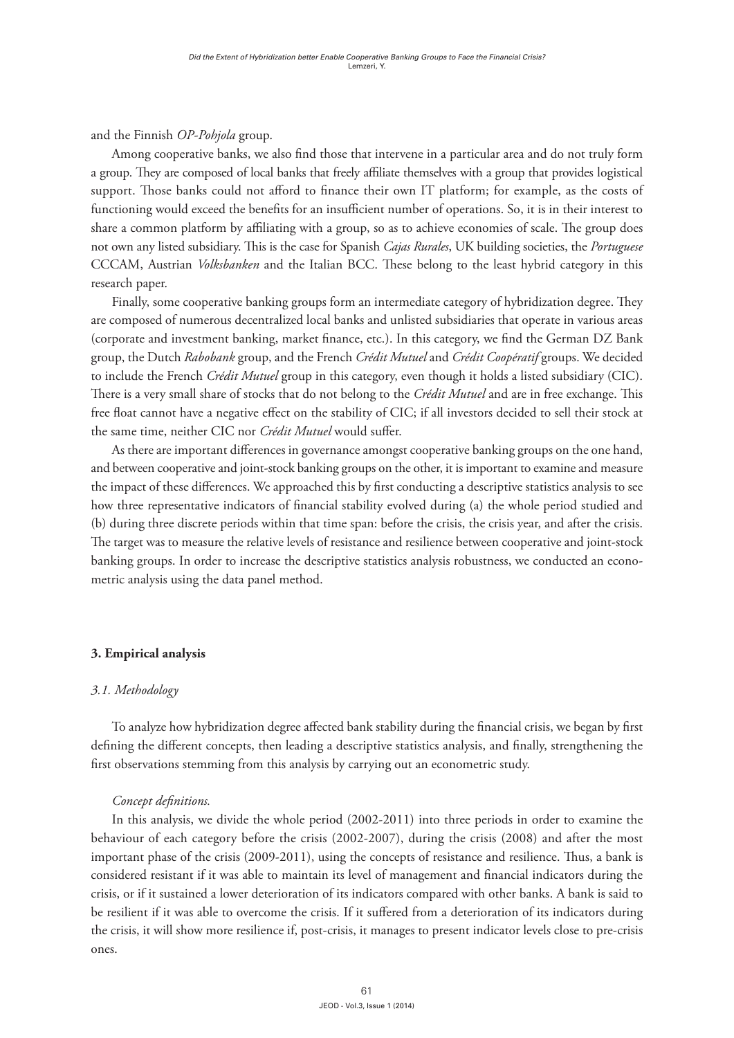and the Finnish *OP-Pohjola* group.

Among cooperative banks, we also find those that intervene in a particular area and do not truly form a group. They are composed of local banks that freely affiliate themselves with a group that provides logistical support. Those banks could not afford to finance their own IT platform; for example, as the costs of functioning would exceed the benefits for an insufficient number of operations. So, it is in their interest to share a common platform by affiliating with a group, so as to achieve economies of scale. The group does not own any listed subsidiary. This is the case for Spanish *Cajas Rurales*, UK building societies, the *Portuguese* CCCAM, Austrian *Volksbanken* and the Italian BCC. These belong to the least hybrid category in this research paper.

Finally, some cooperative banking groups form an intermediate category of hybridization degree. They are composed of numerous decentralized local banks and unlisted subsidiaries that operate in various areas (corporate and investment banking, market finance, etc.). In this category, we find the German DZ Bank group, the Dutch *Rabobank* group, and the French *Crédit Mutuel* and *Crédit Coopératif* groups. We decided to include the French *Crédit Mutuel* group in this category, even though it holds a listed subsidiary (CIC). There is a very small share of stocks that do not belong to the *Crédit Mutuel* and are in free exchange. This free float cannot have a negative effect on the stability of CIC; if all investors decided to sell their stock at the same time, neither CIC nor *Crédit Mutuel* would suffer.

As there are important differences in governance amongst cooperative banking groups on the one hand, and between cooperative and joint-stock banking groups on the other, it is important to examine and measure the impact of these differences. We approached this by first conducting a descriptive statistics analysis to see how three representative indicators of financial stability evolved during (a) the whole period studied and (b) during three discrete periods within that time span: before the crisis, the crisis year, and after the crisis. The target was to measure the relative levels of resistance and resilience between cooperative and joint-stock banking groups. In order to increase the descriptive statistics analysis robustness, we conducted an econometric analysis using the data panel method.

## 3. Empirical analysis

### *3.1. Methodology*

To analyze how hybridization degree affected bank stability during the financial crisis, we began by first defining the different concepts, then leading a descriptive statistics analysis, and finally, strengthening the first observations stemming from this analysis by carrying out an econometric study.

*Concept definitions.*

In this analysis, we divide the whole period (2002-2011) into three periods in order to examine the behaviour of each category before the crisis (2002-2007), during the crisis (2008) and after the most important phase of the crisis (2009-2011), using the concepts of resistance and resilience. Thus, a bank is considered resistant if it was able to maintain its level of management and financial indicators during the crisis, or if it sustained a lower deterioration of its indicators compared with other banks. A bank is said to be resilient if it was able to overcome the crisis. If it suffered from a deterioration of its indicators during the crisis, it will show more resilience if, post-crisis, it manages to present indicator levels close to pre-crisis ones.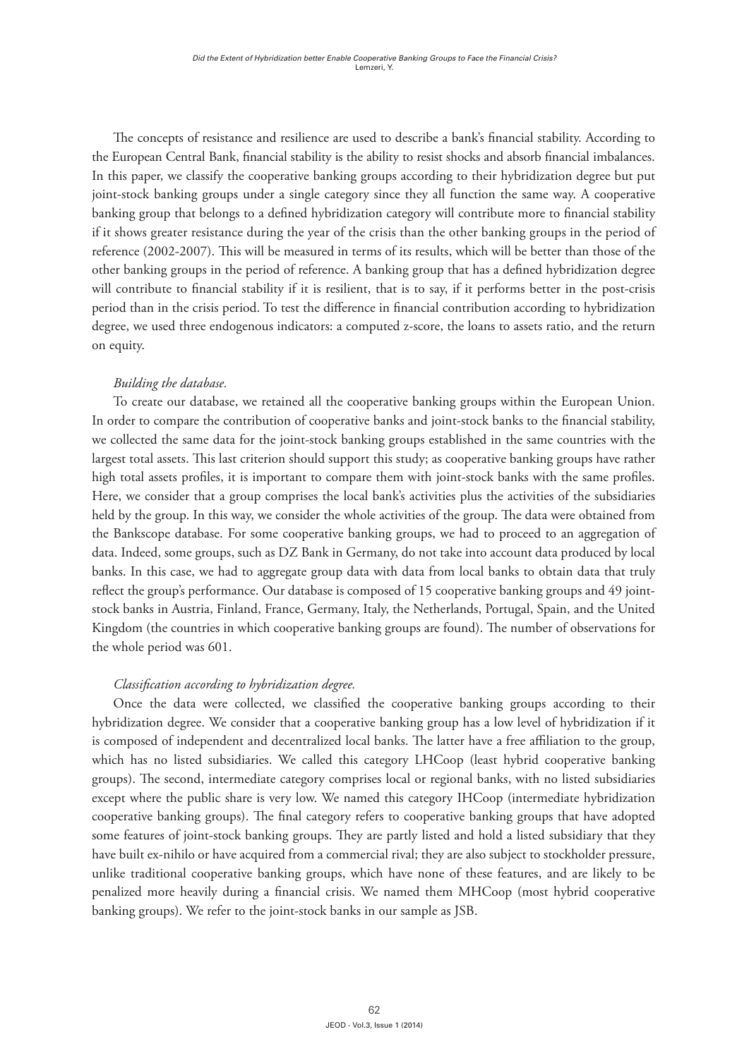The concepts of resistance and resilience are used to describe a bank's financial stability. According to the European Central Bank, financial stability is the ability to resist shocks and absorb financial imbalances. In this paper, we classify the cooperative banking groups according to their hybridization degree but put joint-stock banking groups under a single category since they all function the same way. A cooperative banking group that belongs to a defined hybridization category will contribute more to financial stability if it shows greater resistance during the year of the crisis than the other banking groups in the period of reference (2002-2007). This will be measured in terms of its results, which will be better than those of the other banking groups in the period of reference. A banking group that has a defined hybridization degree will contribute to financial stability if it is resilient, that is to say, if it performs better in the post-crisis period than in the crisis period. To test the difference in financial contribution according to hybridization degree, we used three endogenous indicators: a computed z-score, the loans to assets ratio, and the return on equity.

*Building the database.*

To create our database, we retained all the cooperative banking groups within the European Union. In order to compare the contribution of cooperative banks and joint-stock banks to the financial stability, we collected the same data for the joint-stock banking groups established in the same countries with the largest total assets. This last criterion should support this study; as cooperative banking groups have rather high total assets profiles, it is important to compare them with joint-stock banks with the same profiles. Here, we consider that a group comprises the local bank's activities plus the activities of the subsidiaries held by the group. In this way, we consider the whole activities of the group. The data were obtained from the Bankscope database. For some cooperative banking groups, we had to proceed to an aggregation of data. Indeed, some groups, such as DZ Bank in Germany, do not take into account data produced by local banks. In this case, we had to aggregate group data with data from local banks to obtain data that truly reflect the group's performance. Our database is composed of 15 cooperative banking groups and 49 joint-stock banks in Austria, Finland, France, Germany, Italy, the Netherlands, Portugal, Spain, and the United Kingdom (the countries in which cooperative banking groups are found). The number of observations for the whole period was 601.

*Classification according to hybridization degree.*

Once the data were collected, we classified the cooperative banking groups according to their hybridization degree. We consider that a cooperative banking group has a low level of hybridization if it is composed of independent and decentralized local banks. The latter have a free affiliation to the group, which has no listed subsidiaries. We called this category LHCoop (least hybrid cooperative banking groups). The second, intermediate category comprises local or regional banks, with no listed subsidiaries except where the public share is very low. We named this category IHCoop (intermediate hybridization cooperative banking groups). The final category refers to cooperative banking groups that have adopted some features of joint-stock banking groups. They are partly listed and hold a listed subsidiary that they have built ex-nihilo or have acquired from a commercial rival; they are also subject to stockholder pressure, unlike traditional cooperative banking groups, which have none of these features, and are likely to be penalized more heavily during a financial crisis. We named them MHCoop (most hybrid cooperative banking groups). We refer to the joint-stock banks in our sample as JSB.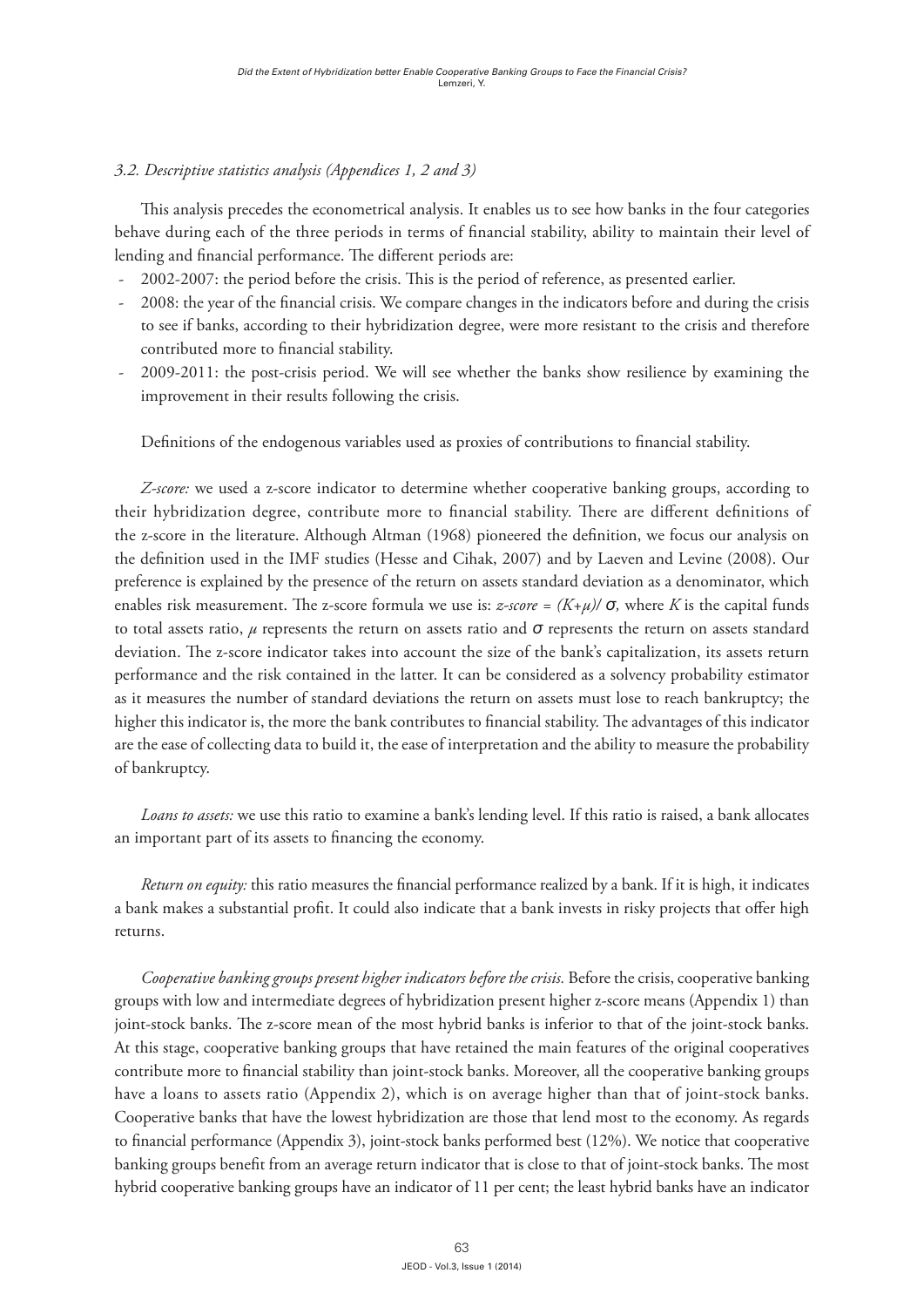### *3.2. Descriptive statistics analysis (Appendices 1, 2 and 3)*

This analysis precedes the econometrical analysis. It enables us to see how banks in the four categories behave during each of the three periods in terms of financial stability, ability to maintain their level of lending and financial performance. The different periods are:

- 2002-2007: the period before the crisis. This is the period of reference, as presented earlier.
- 2008: the year of the financial crisis. We compare changes in the indicators before and during the crisis to see if banks, according to their hybridization degree, were more resistant to the crisis and therefore contributed more to financial stability.
- 2009-2011: the post-crisis period. We will see whether the banks show resilience by examining the improvement in their results following the crisis.

Definitions of the endogenous variables used as proxies of contributions to financial stability.

*Z-score:* we used a z-score indicator to determine whether cooperative banking groups, according to their hybridization degree, contribute more to financial stability. There are different definitions of the z-score in the literature. Although Altman (1968) pioneered the definition, we focus our analysis on the definition used in the IMF studies (Hesse and Cihak, 2007) and by Laeven and Levine (2008). Our preference is explained by the presence of the return on assets standard deviation as a denominator, which enables risk measurement. The z-score formula we use is: $z\text{-}score = (K+\mu)/\sigma$, where $K$ is the capital funds to total assets ratio, $\mu$ represents the return on assets ratio and $\sigma$ represents the return on assets standard deviation. The z-score indicator takes into account the size of the bank's capitalization, its assets return performance and the risk contained in the latter. It can be considered as a solvency probability estimator as it measures the number of standard deviations the return on assets must lose to reach bankruptcy; the higher this indicator is, the more the bank contributes to financial stability. The advantages of this indicator are the ease of collecting data to build it, the ease of interpretation and the ability to measure the probability of bankruptcy.

*Loans to assets:* we use this ratio to examine a bank's lending level. If this ratio is raised, a bank allocates an important part of its assets to financing the economy.

*Return on equity:* this ratio measures the financial performance realized by a bank. If it is high, it indicates a bank makes a substantial profit. It could also indicate that a bank invests in risky projects that offer high returns.

*Cooperative banking groups present higher indicators before the crisis.* Before the crisis, cooperative banking groups with low and intermediate degrees of hybridization present higher z-score means (Appendix 1) than joint-stock banks. The z-score mean of the most hybrid banks is inferior to that of the joint-stock banks. At this stage, cooperative banking groups that have retained the main features of the original cooperatives contribute more to financial stability than joint-stock banks. Moreover, all the cooperative banking groups have a loans to assets ratio (Appendix 2), which is on average higher than that of joint-stock banks. Cooperative banks that have the lowest hybridization are those that lend most to the economy. As regards to financial performance (Appendix 3), joint-stock banks performed best (12%). We notice that cooperative banking groups benefit from an average return indicator that is close to that of joint-stock banks. The most hybrid cooperative banking groups have an indicator of 11 per cent; the least hybrid banks have an indicator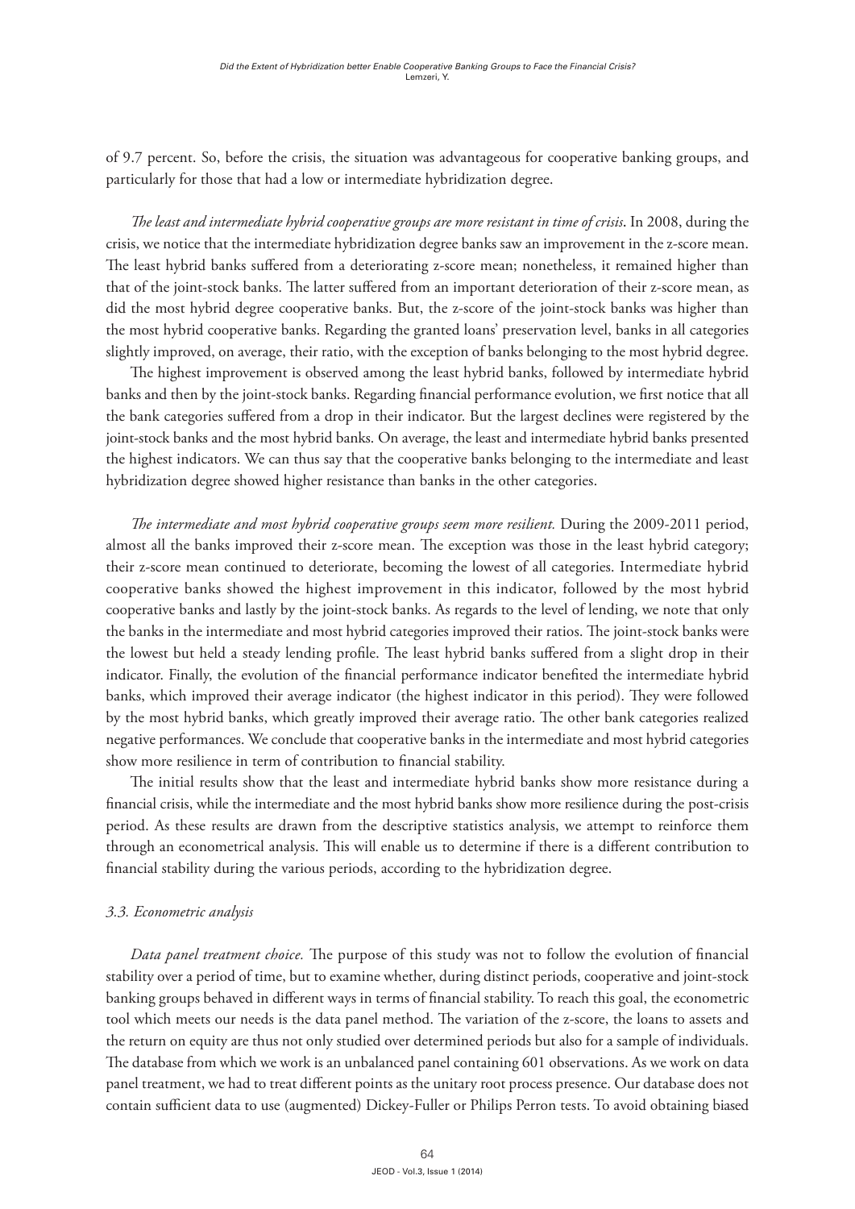of 9.7 percent. So, before the crisis, the situation was advantageous for cooperative banking groups, and particularly for those that had a low or intermediate hybridization degree.

*The least and intermediate hybrid cooperative groups are more resistant in time of crisis*. In 2008, during the crisis, we notice that the intermediate hybridization degree banks saw an improvement in the z-score mean. The least hybrid banks suffered from a deteriorating z-score mean; nonetheless, it remained higher than that of the joint-stock banks. The latter suffered from an important deterioration of their z-score mean, as did the most hybrid degree cooperative banks. But, the z-score of the joint-stock banks was higher than the most hybrid cooperative banks. Regarding the granted loans' preservation level, banks in all categories slightly improved, on average, their ratio, with the exception of banks belonging to the most hybrid degree.

The highest improvement is observed among the least hybrid banks, followed by intermediate hybrid banks and then by the joint-stock banks. Regarding financial performance evolution, we first notice that all the bank categories suffered from a drop in their indicator. But the largest declines were registered by the joint-stock banks and the most hybrid banks. On average, the least and intermediate hybrid banks presented the highest indicators. We can thus say that the cooperative banks belonging to the intermediate and least hybridization degree showed higher resistance than banks in the other categories.

*The intermediate and most hybrid cooperative groups seem more resilient.* During the 2009-2011 period, almost all the banks improved their z-score mean. The exception was those in the least hybrid category; their z-score mean continued to deteriorate, becoming the lowest of all categories. Intermediate hybrid cooperative banks showed the highest improvement in this indicator, followed by the most hybrid cooperative banks and lastly by the joint-stock banks. As regards to the level of lending, we note that only the banks in the intermediate and most hybrid categories improved their ratios. The joint-stock banks were the lowest but held a steady lending profile. The least hybrid banks suffered from a slight drop in their indicator. Finally, the evolution of the financial performance indicator benefited the intermediate hybrid banks, which improved their average indicator (the highest indicator in this period). They were followed by the most hybrid banks, which greatly improved their average ratio. The other bank categories realized negative performances. We conclude that cooperative banks in the intermediate and most hybrid categories show more resilience in term of contribution to financial stability.

The initial results show that the least and intermediate hybrid banks show more resistance during a financial crisis, while the intermediate and the most hybrid banks show more resilience during the post-crisis period. As these results are drawn from the descriptive statistics analysis, we attempt to reinforce them through an econometrical analysis. This will enable us to determine if there is a different contribution to financial stability during the various periods, according to the hybridization degree.

### *3.3. Econometric analysis*

*Data panel treatment choice.* The purpose of this study was not to follow the evolution of financial stability over a period of time, but to examine whether, during distinct periods, cooperative and joint-stock banking groups behaved in different ways in terms of financial stability. To reach this goal, the econometric tool which meets our needs is the data panel method. The variation of the z-score, the loans to assets and the return on equity are thus not only studied over determined periods but also for a sample of individuals. The database from which we work is an unbalanced panel containing 601 observations. As we work on data panel treatment, we had to treat different points as the unitary root process presence. Our database does not contain sufficient data to use (augmented) Dickey-Fuller or Philips Perron tests. To avoid obtaining biased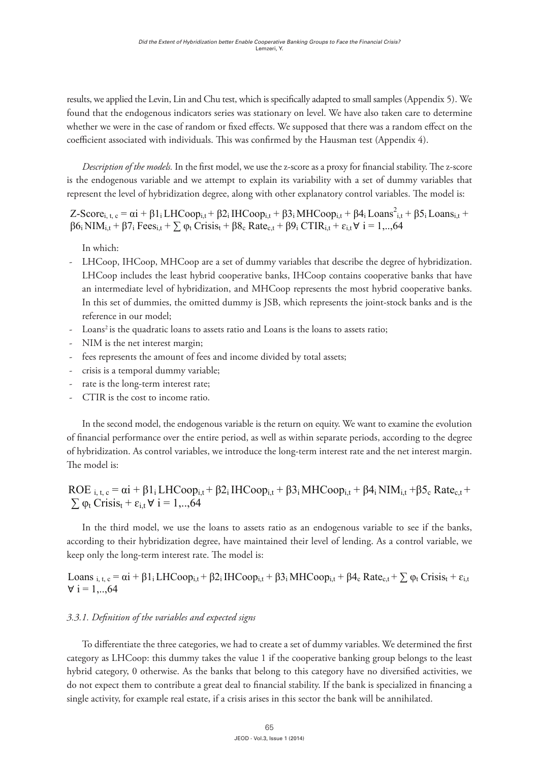results, we applied the Levin, Lin and Chu test, which is specifically adapted to small samples (Appendix 5). We found that the endogenous indicators series was stationary on level. We have also taken care to determine whether we were in the case of random or fixed effects. We supposed that there was a random effect on the coefficient associated with individuals. This was confirmed by the Hausman test (Appendix 4).

*Description of the models.* In the first model, we use the z-score as a proxy for financial stability. The z-score is the endogenous variable and we attempt to explain its variability with a set of dummy variables that represent the level of hybridization degree, along with other explanatory control variables. The model is:

$$\text{Z-Score}_{i,t,c} = \alpha i + \beta 1_i \, LHCoop_{i,t} + \beta 2_i \, IHCoop_{i,t} + \beta 3_i \, MHCoop_{i,t} + \beta 4_i \, Loans^2_{i,t} + \beta 5_i \, Loans_{i,t} + \beta 6_i \, NIM_{i,t} + \beta 7_i \, Fees_{i,t} + \sum \varphi_t \, Crisis_t + \beta 8_c \, Rate_{c,t} + \beta 9_i \, CTIR_{i,t} + \varepsilon_{i,t} \; \forall \; i = 1,..,64$$

In which:

- LHCoop, IHCoop, MHCoop are a set of dummy variables that describe the degree of hybridization. LHCoop includes the least hybrid cooperative banks, IHCoop contains cooperative banks that have an intermediate level of hybridization, and MHCoop represents the most hybrid cooperative banks. In this set of dummies, the omitted dummy is JSB, which represents the joint-stock banks and is the reference in our model;
- $Loans^2$ is the quadratic loans to assets ratio and Loans is the loans to assets ratio;
- NIM is the net interest margin;
- fees represents the amount of fees and income divided by total assets;
- crisis is a temporal dummy variable;
- rate is the long-term interest rate;
- CTIR is the cost to income ratio.

In the second model, the endogenous variable is the return on equity. We want to examine the evolution of financial performance over the entire period, as well as within separate periods, according to the degree of hybridization. As control variables, we introduce the long-term interest rate and the net interest margin. The model is:

$$ROE_{i,t,c} = \alpha i + \beta 1_i \, LHCoop_{i,t} + \beta 2_i \, IHCoop_{i,t} + \beta 3_i \, MHCoop_{i,t} + \beta 4_i \, NIM_{i,t} + \beta 5_c \, Rate_{c,t} + \sum \varphi_t \, Crisis_t + \varepsilon_{i,t} \; \forall \; i = 1,..,64$$

In the third model, we use the loans to assets ratio as an endogenous variable to see if the banks, according to their hybridization degree, have maintained their level of lending. As a control variable, we keep only the long-term interest rate. The model is:

$$Loans_{i,t,c} = \alpha i + \beta 1_i \, LHCoop_{i,t} + \beta 2_i \, IHCoop_{i,t} + \beta 3_i \, MHCoop_{i,t} + \beta 4_c \, Rate_{c,t} + \sum \varphi_t \, Crisis_t + \varepsilon_{i,t} \; \forall \; i = 1,..,64$$

### *3.3.1. Definition of the variables and expected signs*

To differentiate the three categories, we had to create a set of dummy variables. We determined the first category as LHCoop: this dummy takes the value 1 if the cooperative banking group belongs to the least hybrid category, 0 otherwise. As the banks that belong to this category have no diversified activities, we do not expect them to contribute a great deal to financial stability. If the bank is specialized in financing a single activity, for example real estate, if a crisis arises in this sector the bank will be annihilated.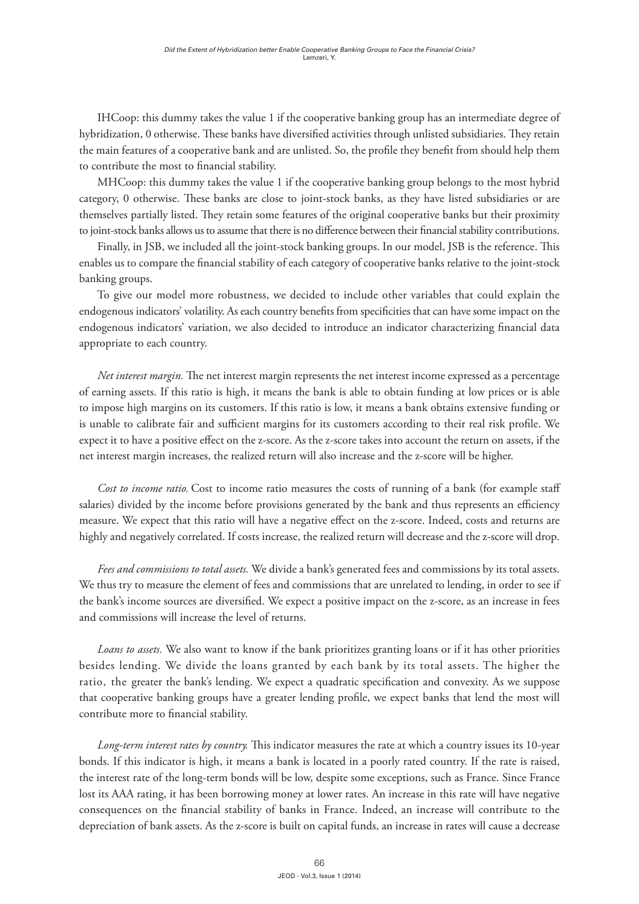IHCoop: this dummy takes the value 1 if the cooperative banking group has an intermediate degree of hybridization, 0 otherwise. These banks have diversified activities through unlisted subsidiaries. They retain the main features of a cooperative bank and are unlisted. So, the profile they benefit from should help them to contribute the most to financial stability.

MHCoop: this dummy takes the value 1 if the cooperative banking group belongs to the most hybrid category, 0 otherwise. These banks are close to joint-stock banks, as they have listed subsidiaries or are themselves partially listed. They retain some features of the original cooperative banks but their proximity to joint-stock banks allows us to assume that there is no difference between their financial stability contributions.

Finally, in JSB, we included all the joint-stock banking groups. In our model, JSB is the reference. This enables us to compare the financial stability of each category of cooperative banks relative to the joint-stock banking groups.

To give our model more robustness, we decided to include other variables that could explain the endogenous indicators' volatility. As each country benefits from specificities that can have some impact on the endogenous indicators' variation, we also decided to introduce an indicator characterizing financial data appropriate to each country.

*Net interest margin.* The net interest margin represents the net interest income expressed as a percentage of earning assets. If this ratio is high, it means the bank is able to obtain funding at low prices or is able to impose high margins on its customers. If this ratio is low, it means a bank obtains extensive funding or is unable to calibrate fair and sufficient margins for its customers according to their real risk profile. We expect it to have a positive effect on the z-score. As the z-score takes into account the return on assets, if the net interest margin increases, the realized return will also increase and the z-score will be higher.

*Cost to income ratio.* Cost to income ratio measures the costs of running of a bank (for example staff salaries) divided by the income before provisions generated by the bank and thus represents an efficiency measure. We expect that this ratio will have a negative effect on the z-score. Indeed, costs and returns are highly and negatively correlated. If costs increase, the realized return will decrease and the z-score will drop.

*Fees and commissions to total assets.* We divide a bank's generated fees and commissions by its total assets. We thus try to measure the element of fees and commissions that are unrelated to lending, in order to see if the bank's income sources are diversified. We expect a positive impact on the z-score, as an increase in fees and commissions will increase the level of returns.

*Loans to assets.* We also want to know if the bank prioritizes granting loans or if it has other priorities besides lending. We divide the loans granted by each bank by its total assets. The higher the ratio, the greater the bank's lending. We expect a quadratic specification and convexity. As we suppose that cooperative banking groups have a greater lending profile, we expect banks that lend the most will contribute more to financial stability.

*Long-term interest rates by country.* This indicator measures the rate at which a country issues its 10-year bonds. If this indicator is high, it means a bank is located in a poorly rated country. If the rate is raised, the interest rate of the long-term bonds will be low, despite some exceptions, such as France. Since France lost its AAA rating, it has been borrowing money at lower rates. An increase in this rate will have negative consequences on the financial stability of banks in France. Indeed, an increase will contribute to the depreciation of bank assets. As the z-score is built on capital funds, an increase in rates will cause a decrease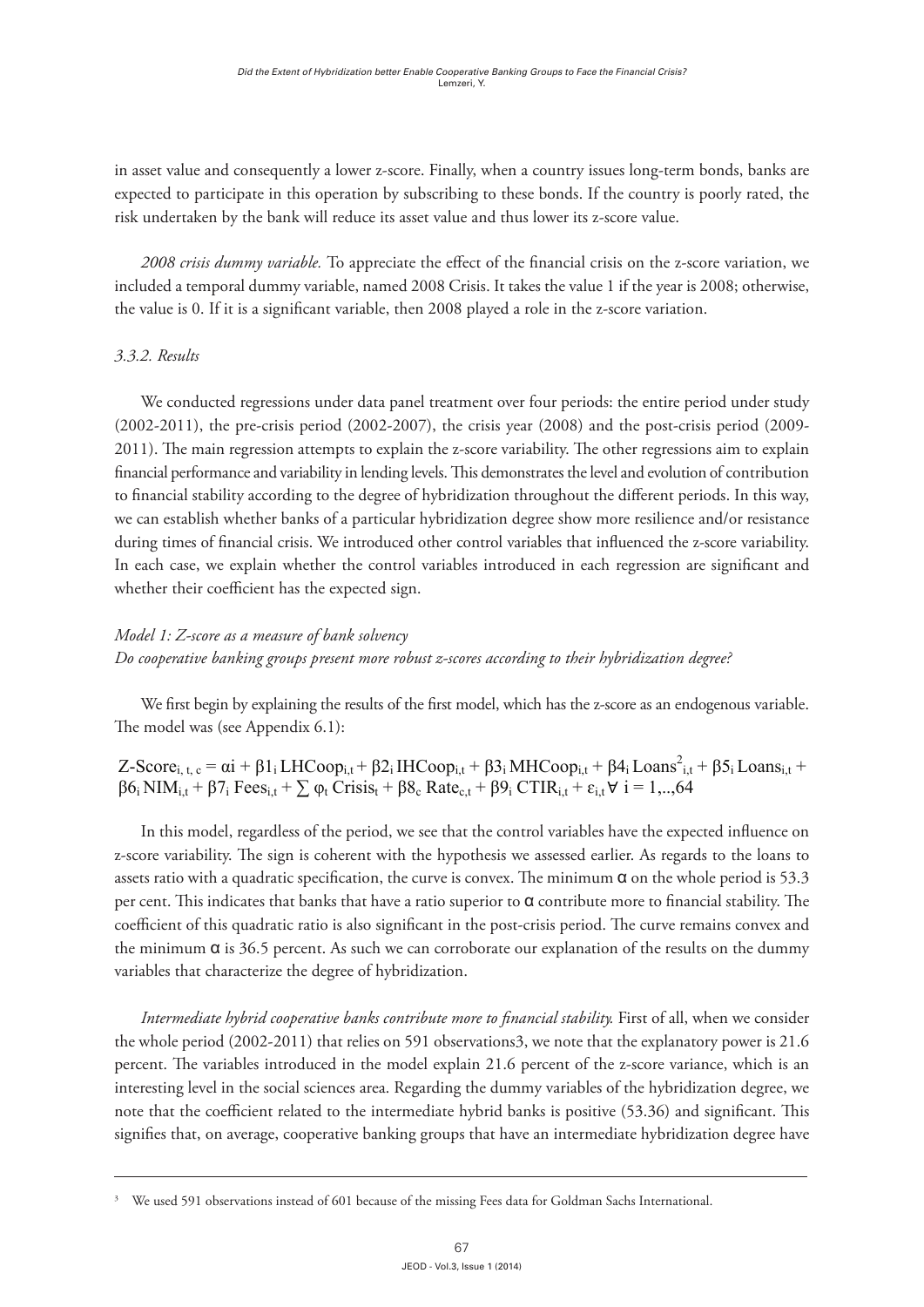in asset value and consequently a lower z-score. Finally, when a country issues long-term bonds, banks are expected to participate in this operation by subscribing to these bonds. If the country is poorly rated, the risk undertaken by the bank will reduce its asset value and thus lower its z-score value.

*2008 crisis dummy variable.* To appreciate the effect of the financial crisis on the z-score variation, we included a temporal dummy variable, named 2008 Crisis. It takes the value 1 if the year is 2008; otherwise, the value is 0. If it is a significant variable, then 2008 played a role in the z-score variation.

### *3.3.2. Results*

We conducted regressions under data panel treatment over four periods: the entire period under study (2002-2011), the pre-crisis period (2002-2007), the crisis year (2008) and the post-crisis period (2009-2011). The main regression attempts to explain the z-score variability. The other regressions aim to explain financial performance and variability in lending levels. This demonstrates the level and evolution of contribution to financial stability according to the degree of hybridization throughout the different periods. In this way, we can establish whether banks of a particular hybridization degree show more resilience and/or resistance during times of financial crisis. We introduced other control variables that influenced the z-score variability. In each case, we explain whether the control variables introduced in each regression are significant and whether their coefficient has the expected sign.

*Model 1: Z-score as a measure of bank solvency*
*Do cooperative banking groups present more robust z-scores according to their hybridization degree?*

We first begin by explaining the results of the first model, which has the z-score as an endogenous variable. The model was (see Appendix 6.1):

$$\text{Z-Score}_{i,t,c} = \alpha i + \beta 1_i\,\text{LHCoop}_{i,t} + \beta 2_i\,\text{IHCoop}_{i,t} + \beta 3_i\,\text{MHCoop}_{i,t} + \beta 4_i\,\text{Loans}^2_{i,t} + \beta 5_i\,\text{Loans}_{i,t} + \beta 6_i\,\text{NIM}_{i,t} + \beta 7_i\,\text{Fees}_{i,t} + \sum \varphi_t\,\text{Crisis}_t + \beta 8_c\,\text{Rate}_{c,t} + \beta 9_i\,\text{CTIR}_{i,t} + \varepsilon_{i,t}\;\forall\; i = 1,..,64$$

In this model, regardless of the period, we see that the control variables have the expected influence on z-score variability. The sign is coherent with the hypothesis we assessed earlier. As regards to the loans to assets ratio with a quadratic specification, the curve is convex. The minimum $\alpha$ on the whole period is 53.3 per cent. This indicates that banks that have a ratio superior to $\alpha$ contribute more to financial stability. The coefficient of this quadratic ratio is also significant in the post-crisis period. The curve remains convex and the minimum $\alpha$ is 36.5 percent. As such we can corroborate our explanation of the results on the dummy variables that characterize the degree of hybridization.

*Intermediate hybrid cooperative banks contribute more to financial stability.* First of all, when we consider the whole period (2002-2011) that relies on 591 observations[3], we note that the explanatory power is 21.6 percent. The variables introduced in the model explain 21.6 percent of the z-score variance, which is an interesting level in the social sciences area. Regarding the dummy variables of the hybridization degree, we note that the coefficient related to the intermediate hybrid banks is positive (53.36) and significant. This signifies that, on average, cooperative banking groups that have an intermediate hybridization degree have

---

[3] We used 591 observations instead of 601 because of the missing Fees data for Goldman Sachs International.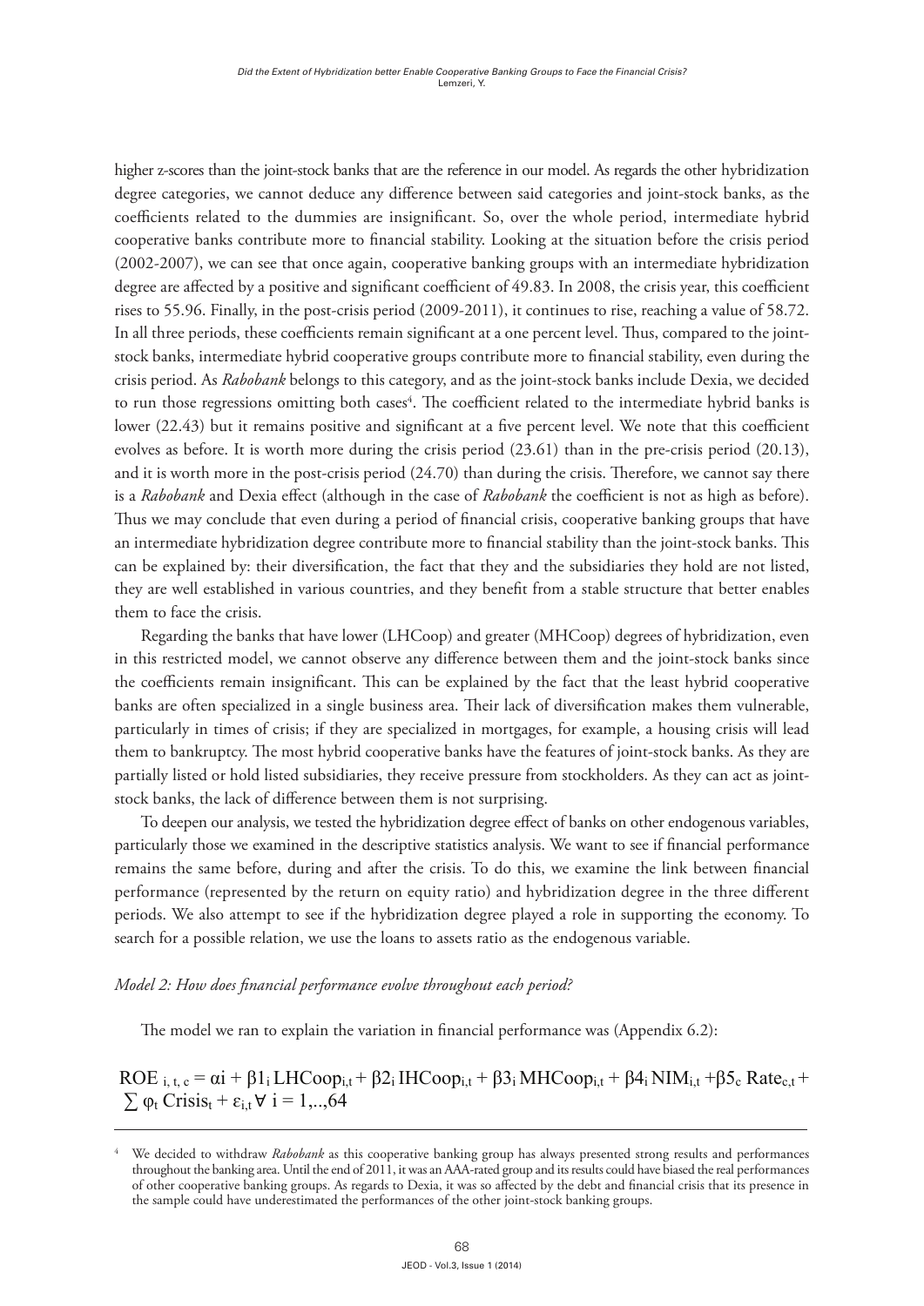higher z-scores than the joint-stock banks that are the reference in our model. As regards the other hybridization degree categories, we cannot deduce any difference between said categories and joint-stock banks, as the coefficients related to the dummies are insignificant. So, over the whole period, intermediate hybrid cooperative banks contribute more to financial stability. Looking at the situation before the crisis period (2002-2007), we can see that once again, cooperative banking groups with an intermediate hybridization degree are affected by a positive and significant coefficient of 49.83. In 2008, the crisis year, this coefficient rises to 55.96. Finally, in the post-crisis period (2009-2011), it continues to rise, reaching a value of 58.72. In all three periods, these coefficients remain significant at a one percent level. Thus, compared to the joint-stock banks, intermediate hybrid cooperative groups contribute more to financial stability, even during the crisis period. As *Rabobank* belongs to this category, and as the joint-stock banks include Dexia, we decided to run those regressions omitting both cases[4]. The coefficient related to the intermediate hybrid banks is lower (22.43) but it remains positive and significant at a five percent level. We note that this coefficient evolves as before. It is worth more during the crisis period (23.61) than in the pre-crisis period (20.13), and it is worth more in the post-crisis period (24.70) than during the crisis. Therefore, we cannot say there is a *Rabobank* and Dexia effect (although in the case of *Rabobank* the coefficient is not as high as before). Thus we may conclude that even during a period of financial crisis, cooperative banking groups that have an intermediate hybridization degree contribute more to financial stability than the joint-stock banks. This can be explained by: their diversification, the fact that they and the subsidiaries they hold are not listed, they are well established in various countries, and they benefit from a stable structure that better enables them to face the crisis.

Regarding the banks that have lower (LHCoop) and greater (MHCoop) degrees of hybridization, even in this restricted model, we cannot observe any difference between them and the joint-stock banks since the coefficients remain insignificant. This can be explained by the fact that the least hybrid cooperative banks are often specialized in a single business area. Their lack of diversification makes them vulnerable, particularly in times of crisis; if they are specialized in mortgages, for example, a housing crisis will lead them to bankruptcy. The most hybrid cooperative banks have the features of joint-stock banks. As they are partially listed or hold listed subsidiaries, they receive pressure from stockholders. As they can act as joint-stock banks, the lack of difference between them is not surprising.

To deepen our analysis, we tested the hybridization degree effect of banks on other endogenous variables, particularly those we examined in the descriptive statistics analysis. We want to see if financial performance remains the same before, during and after the crisis. To do this, we examine the link between financial performance (represented by the return on equity ratio) and hybridization degree in the three different periods. We also attempt to see if the hybridization degree played a role in supporting the economy. To search for a possible relation, we use the loans to assets ratio as the endogenous variable.

*Model 2: How does financial performance evolve throughout each period?*

The model we ran to explain the variation in financial performance was (Appendix 6.2):

$$ROE_{i,t,c} = \alpha i + \beta 1_i \, LHCoop_{i,t} + \beta 2_i \, IHCoop_{i,t} + \beta 3_i \, MHCoop_{i,t} + \beta 4_i \, NIM_{i,t} + \beta 5_c \, Rate_{c,t} + \sum \varphi_t \, Crisis_t + \varepsilon_{i,t} \; \forall \; i = 1,..,64$$

---

[4] We decided to withdraw *Rabobank* as this cooperative banking group has always presented strong results and performances throughout the banking area. Until the end of 2011, it was an AAA-rated group and its results could have biased the real performances of other cooperative banking groups. As regards to Dexia, it was so affected by the debt and financial crisis that its presence in the sample could have underestimated the performances of the other joint-stock banking groups.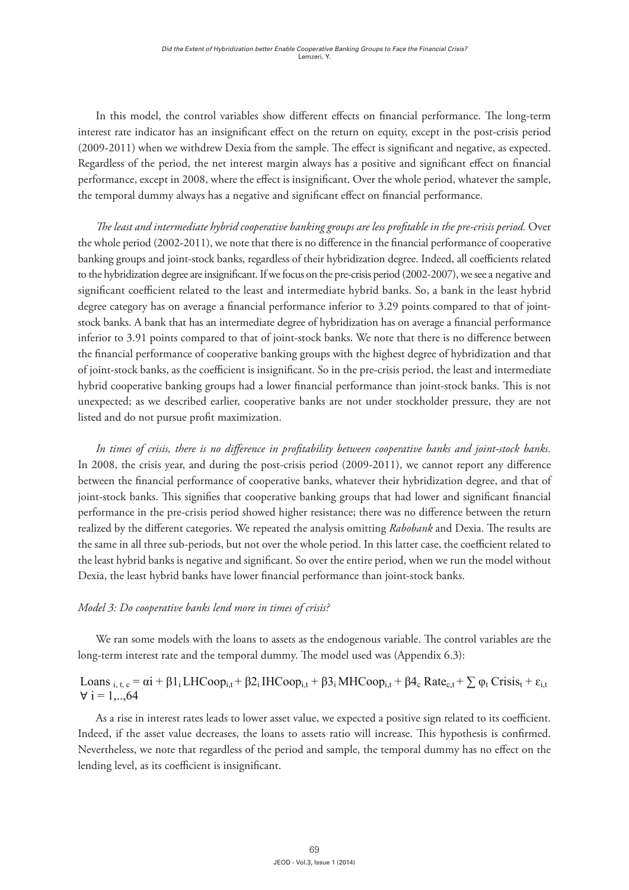In this model, the control variables show different effects on financial performance. The long-term interest rate indicator has an insignificant effect on the return on equity, except in the post-crisis period (2009-2011) when we withdrew Dexia from the sample. The effect is significant and negative, as expected. Regardless of the period, the net interest margin always has a positive and significant effect on financial performance, except in 2008, where the effect is insignificant. Over the whole period, whatever the sample, the temporal dummy always has a negative and significant effect on financial performance.

*The least and intermediate hybrid cooperative banking groups are less profitable in the pre-crisis period.* Over the whole period (2002-2011), we note that there is no difference in the financial performance of cooperative banking groups and joint-stock banks, regardless of their hybridization degree. Indeed, all coefficients related to the hybridization degree are insignificant. If we focus on the pre-crisis period (2002-2007), we see a negative and significant coefficient related to the least and intermediate hybrid banks. So, a bank in the least hybrid degree category has on average a financial performance inferior to 3.29 points compared to that of joint-stock banks. A bank that has an intermediate degree of hybridization has on average a financial performance inferior to 3.91 points compared to that of joint-stock banks. We note that there is no difference between the financial performance of cooperative banking groups with the highest degree of hybridization and that of joint-stock banks, as the coefficient is insignificant. So in the pre-crisis period, the least and intermediate hybrid cooperative banking groups had a lower financial performance than joint-stock banks. This is not unexpected; as we described earlier, cooperative banks are not under stockholder pressure, they are not listed and do not pursue profit maximization.

*In times of crisis, there is no difference in profitability between cooperative banks and joint-stock banks.* In 2008, the crisis year, and during the post-crisis period (2009-2011), we cannot report any difference between the financial performance of cooperative banks, whatever their hybridization degree, and that of joint-stock banks. This signifies that cooperative banking groups that had lower and significant financial performance in the pre-crisis period showed higher resistance; there was no difference between the return realized by the different categories. We repeated the analysis omitting *Rabobank* and Dexia. The results are the same in all three sub-periods, but not over the whole period. In this latter case, the coefficient related to the least hybrid banks is negative and significant. So over the entire period, when we run the model without Dexia, the least hybrid banks have lower financial performance than joint-stock banks.

*Model 3: Do cooperative banks lend more in times of crisis?*

We ran some models with the loans to assets as the endogenous variable. The control variables are the long-term interest rate and the temporal dummy. The model used was (Appendix 6.3):

$$Loans_{i,t,c} = \alpha i + \beta1_i\, LHCoop_{i,t} + \beta2_i\, IHCoop_{i,t} + \beta3_i\, MHCoop_{i,t} + \beta4_c\, Rate_{c,t} + \sum \varphi_t\, Crisis_t + \varepsilon_{i,t}$$
$$\forall\, i = 1,..,64$$

As a rise in interest rates leads to lower asset value, we expected a positive sign related to its coefficient. Indeed, if the asset value decreases, the loans to assets ratio will increase. This hypothesis is confirmed. Nevertheless, we note that regardless of the period and sample, the temporal dummy has no effect on the lending level, as its coefficient is insignificant.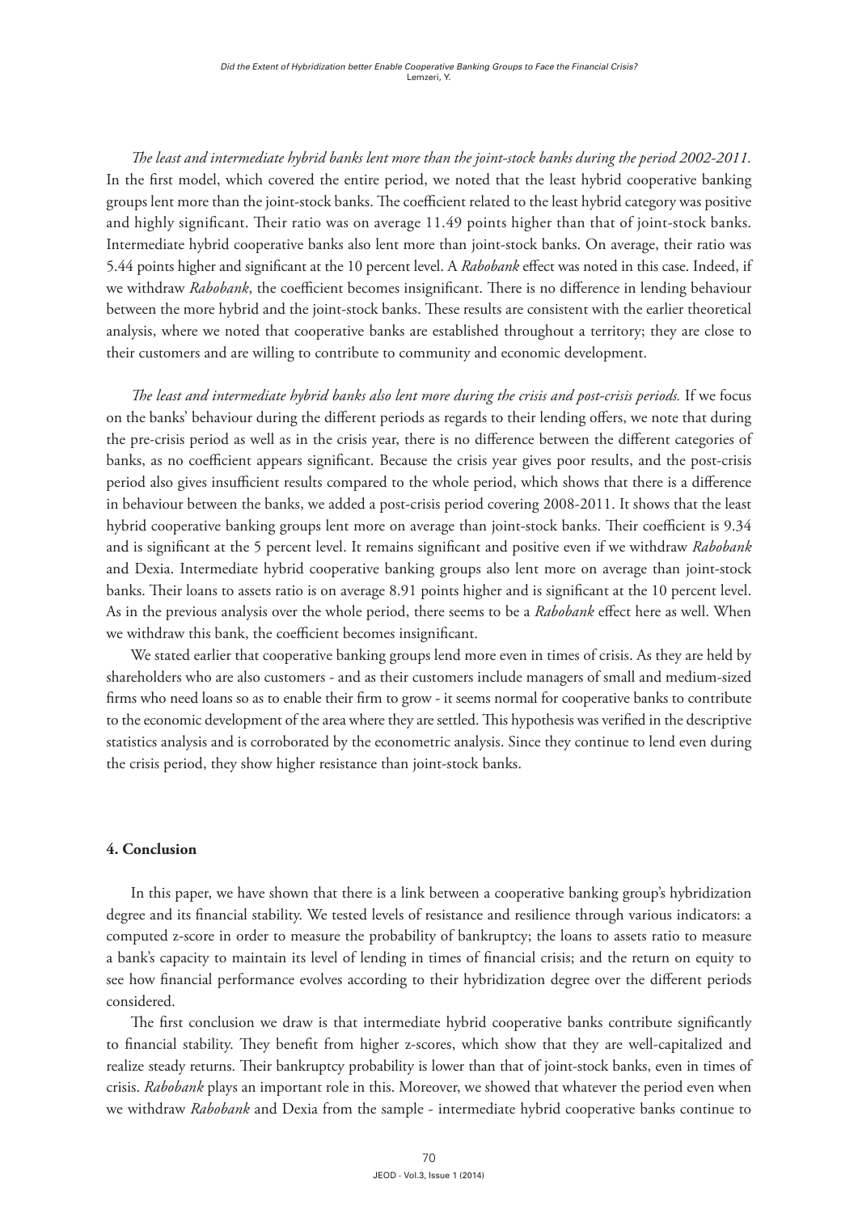*The least and intermediate hybrid banks lent more than the joint-stock banks during the period 2002-2011.* In the first model, which covered the entire period, we noted that the least hybrid cooperative banking groups lent more than the joint-stock banks. The coefficient related to the least hybrid category was positive and highly significant. Their ratio was on average 11.49 points higher than that of joint-stock banks. Intermediate hybrid cooperative banks also lent more than joint-stock banks. On average, their ratio was 5.44 points higher and significant at the 10 percent level. A *Rabobank* effect was noted in this case. Indeed, if we withdraw *Rabobank*, the coefficient becomes insignificant. There is no difference in lending behaviour between the more hybrid and the joint-stock banks. These results are consistent with the earlier theoretical analysis, where we noted that cooperative banks are established throughout a territory; they are close to their customers and are willing to contribute to community and economic development.

*The least and intermediate hybrid banks also lent more during the crisis and post-crisis periods.* If we focus on the banks' behaviour during the different periods as regards to their lending offers, we note that during the pre-crisis period as well as in the crisis year, there is no difference between the different categories of banks, as no coefficient appears significant. Because the crisis year gives poor results, and the post-crisis period also gives insufficient results compared to the whole period, which shows that there is a difference in behaviour between the banks, we added a post-crisis period covering 2008-2011. It shows that the least hybrid cooperative banking groups lent more on average than joint-stock banks. Their coefficient is 9.34 and is significant at the 5 percent level. It remains significant and positive even if we withdraw *Rabobank* and Dexia. Intermediate hybrid cooperative banking groups also lent more on average than joint-stock banks. Their loans to assets ratio is on average 8.91 points higher and is significant at the 10 percent level. As in the previous analysis over the whole period, there seems to be a *Rabobank* effect here as well. When we withdraw this bank, the coefficient becomes insignificant.

We stated earlier that cooperative banking groups lend more even in times of crisis. As they are held by shareholders who are also customers - and as their customers include managers of small and medium-sized firms who need loans so as to enable their firm to grow - it seems normal for cooperative banks to contribute to the economic development of the area where they are settled. This hypothesis was verified in the descriptive statistics analysis and is corroborated by the econometric analysis. Since they continue to lend even during the crisis period, they show higher resistance than joint-stock banks.

## 4. Conclusion

In this paper, we have shown that there is a link between a cooperative banking group's hybridization degree and its financial stability. We tested levels of resistance and resilience through various indicators: a computed z-score in order to measure the probability of bankruptcy; the loans to assets ratio to measure a bank's capacity to maintain its level of lending in times of financial crisis; and the return on equity to see how financial performance evolves according to their hybridization degree over the different periods considered.

The first conclusion we draw is that intermediate hybrid cooperative banks contribute significantly to financial stability. They benefit from higher z-scores, which show that they are well-capitalized and realize steady returns. Their bankruptcy probability is lower than that of joint-stock banks, even in times of crisis. *Rabobank* plays an important role in this. Moreover, we showed that whatever the period even when we withdraw *Rabobank* and Dexia from the sample - intermediate hybrid cooperative banks continue to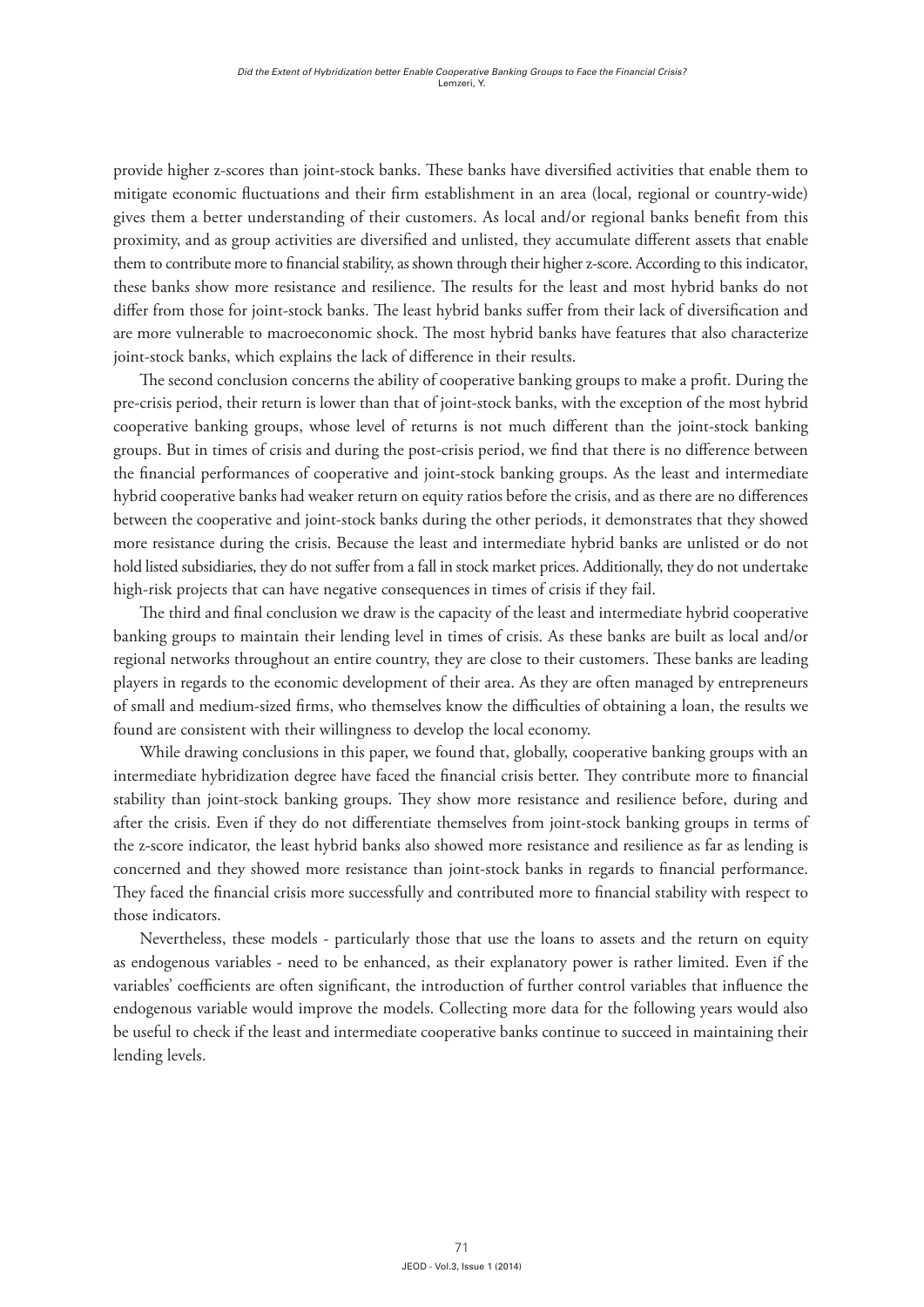provide higher z-scores than joint-stock banks. These banks have diversified activities that enable them to mitigate economic fluctuations and their firm establishment in an area (local, regional or country-wide) gives them a better understanding of their customers. As local and/or regional banks benefit from this proximity, and as group activities are diversified and unlisted, they accumulate different assets that enable them to contribute more to financial stability, as shown through their higher z-score. According to this indicator, these banks show more resistance and resilience. The results for the least and most hybrid banks do not differ from those for joint-stock banks. The least hybrid banks suffer from their lack of diversification and are more vulnerable to macroeconomic shock. The most hybrid banks have features that also characterize joint-stock banks, which explains the lack of difference in their results.

The second conclusion concerns the ability of cooperative banking groups to make a profit. During the pre-crisis period, their return is lower than that of joint-stock banks, with the exception of the most hybrid cooperative banking groups, whose level of returns is not much different than the joint-stock banking groups. But in times of crisis and during the post-crisis period, we find that there is no difference between the financial performances of cooperative and joint-stock banking groups. As the least and intermediate hybrid cooperative banks had weaker return on equity ratios before the crisis, and as there are no differences between the cooperative and joint-stock banks during the other periods, it demonstrates that they showed more resistance during the crisis. Because the least and intermediate hybrid banks are unlisted or do not hold listed subsidiaries, they do not suffer from a fall in stock market prices. Additionally, they do not undertake high-risk projects that can have negative consequences in times of crisis if they fail.

The third and final conclusion we draw is the capacity of the least and intermediate hybrid cooperative banking groups to maintain their lending level in times of crisis. As these banks are built as local and/or regional networks throughout an entire country, they are close to their customers. These banks are leading players in regards to the economic development of their area. As they are often managed by entrepreneurs of small and medium-sized firms, who themselves know the difficulties of obtaining a loan, the results we found are consistent with their willingness to develop the local economy.

While drawing conclusions in this paper, we found that, globally, cooperative banking groups with an intermediate hybridization degree have faced the financial crisis better. They contribute more to financial stability than joint-stock banking groups. They show more resistance and resilience before, during and after the crisis. Even if they do not differentiate themselves from joint-stock banking groups in terms of the z-score indicator, the least hybrid banks also showed more resistance and resilience as far as lending is concerned and they showed more resistance than joint-stock banks in regards to financial performance. They faced the financial crisis more successfully and contributed more to financial stability with respect to those indicators.

Nevertheless, these models - particularly those that use the loans to assets and the return on equity as endogenous variables - need to be enhanced, as their explanatory power is rather limited. Even if the variables' coefficients are often significant, the introduction of further control variables that influence the endogenous variable would improve the models. Collecting more data for the following years would also be useful to check if the least and intermediate cooperative banks continue to succeed in maintaining their lending levels.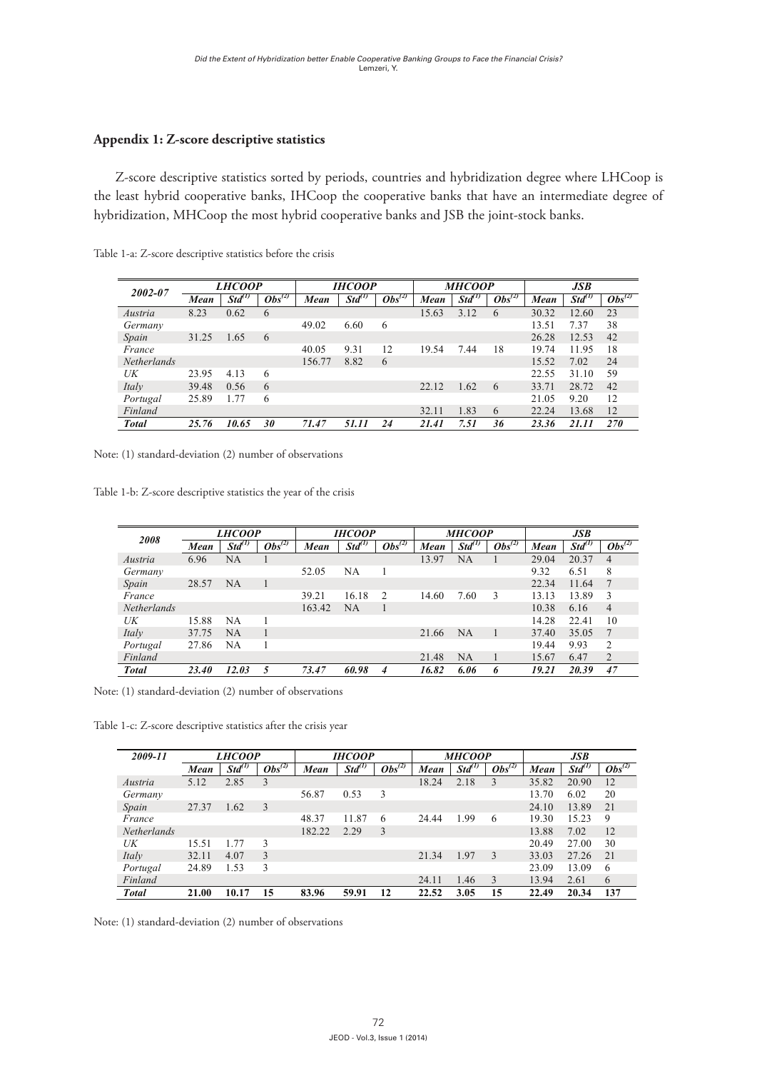## Appendix 1: Z-score descriptive statistics

Z-score descriptive statistics sorted by periods, countries and hybridization degree where LHCoop is the least hybrid cooperative banks, IHCoop the cooperative banks that have an intermediate degree of hybridization, MHCoop the most hybrid cooperative banks and JSB the joint-stock banks.

Table 1-a: Z-score descriptive statistics before the crisis

| *2002-07* | *LHCOOP* | | | *IHCOOP* | | | *MHCOOP* | | | *JSB* | | |
|---|---|---|---|---|---|---|---|---|---|---|---|---|
| | *Mean* | *Std(1)* | *Obs(2)* | *Mean* | *Std(1)* | *Obs(2)* | *Mean* | *Std(1)* | *Obs(2)* | *Mean* | *Std(1)* | *Obs(2)* |
| *Austria* | 8.23 | 0.62 | 6 | | | | 15.63 | 3.12 | 6 | 30.32 | 12.60 | 23 |
| *Germany* | | | | 49.02 | 6.60 | 6 | | | | 13.51 | 7.37 | 38 |
| *Spain* | 31.25 | 1.65 | 6 | | | | | | | 26.28 | 12.53 | 42 |
| *France* | | | | 40.05 | 9.31 | 12 | 19.54 | 7.44 | 18 | 19.74 | 11.95 | 18 |
| *Netherlands* | | | | 156.77 | 8.82 | 6 | | | | 15.52 | 7.02 | 24 |
| *UK* | 23.95 | 4.13 | 6 | | | | | | | 22.55 | 31.10 | 59 |
| *Italy* | 39.48 | 0.56 | 6 | | | | 22.12 | 1.62 | 6 | 33.71 | 28.72 | 42 |
| *Portugal* | 25.89 | 1.77 | 6 | | | | | | | 21.05 | 9.20 | 12 |
| *Finland* | | | | | | | 32.11 | 1.83 | 6 | 22.24 | 13.68 | 12 |
| ***Total*** | ***25.76*** | ***10.65*** | ***30*** | ***71.47*** | ***51.11*** | ***24*** | ***21.41*** | ***7.51*** | ***36*** | ***23.36*** | ***21.11*** | ***270*** |

Note: (1) standard-deviation (2) number of observations

Table 1-b: Z-score descriptive statistics the year of the crisis

| *2008* | *LHCOOP* | | | *IHCOOP* | | | *MHCOOP* | | | *JSB* | | |
|---|---|---|---|---|---|---|---|---|---|---|---|---|
| | *Mean* | *Std(1)* | *Obs(2)* | *Mean* | *Std(1)* | *Obs(2)* | *Mean* | *Std(1)* | *Obs(2)* | *Mean* | *Std(1)* | *Obs(2)* |
| *Austria* | 6.96 | NA | 1 | | | | 13.97 | NA | 1 | 29.04 | 20.37 | 4 |
| *Germany* | | | | 52.05 | NA | 1 | | | | 9.32 | 6.51 | 8 |
| *Spain* | 28.57 | NA | 1 | | | | | | | 22.34 | 11.64 | 7 |
| *France* | | | | 39.21 | 16.18 | 2 | 14.60 | 7.60 | 3 | 13.13 | 13.89 | 3 |
| *Netherlands* | | | | 163.42 | NA | 1 | | | | 10.38 | 6.16 | 4 |
| *UK* | 15.88 | NA | 1 | | | | | | | 14.28 | 22.41 | 10 |
| *Italy* | 37.75 | NA | 1 | | | | 21.66 | NA | 1 | 37.40 | 35.05 | 7 |
| *Portugal* | 27.86 | NA | 1 | | | | | | | 19.44 | 9.93 | 2 |
| *Finland* | | | | | | | 21.48 | NA | 1 | 15.67 | 6.47 | 2 |
| ***Total*** | ***23.40*** | ***12.03*** | ***5*** | ***73.47*** | ***60.98*** | ***4*** | ***16.82*** | ***6.06*** | ***6*** | ***19.21*** | ***20.39*** | ***47*** |

Note: (1) standard-deviation (2) number of observations

Table 1-c: Z-score descriptive statistics after the crisis year

| *2009-11* | *LHCOOP* | | | *IHCOOP* | | | *MHCOOP* | | | *JSB* | | |
|---|---|---|---|---|---|---|---|---|---|---|---|---|
| | *Mean* | *Std(1)* | *Obs(2)* | *Mean* | *Std(1)* | *Obs(2)* | *Mean* | *Std(1)* | *Obs(2)* | *Mean* | *Std(1)* | *Obs(2)* |
| *Austria* | 5.12 | 2.85 | 3 | | | | 18.24 | 2.18 | 3 | 35.82 | 20.90 | 12 |
| *Germany* | | | | 56.87 | 0.53 | 3 | | | | 13.70 | 6.02 | 20 |
| *Spain* | 27.37 | 1.62 | 3 | | | | | | | 24.10 | 13.89 | 21 |
| *France* | | | | 48.37 | 11.87 | 6 | 24.44 | 1.99 | 6 | 19.30 | 15.23 | 9 |
| *Netherlands* | | | | 182.22 | 2.29 | 3 | | | | 13.88 | 7.02 | 12 |
| *UK* | 15.51 | 1.77 | 3 | | | | | | | 20.49 | 27.00 | 30 |
| *Italy* | 32.11 | 4.07 | 3 | | | | 21.34 | 1.97 | 3 | 33.03 | 27.26 | 21 |
| *Portugal* | 24.89 | 1.53 | 3 | | | | | | | 23.09 | 13.09 | 6 |
| *Finland* | | | | | | | 24.11 | 1.46 | 3 | 13.94 | 2.61 | 6 |
| ***Total*** | **21.00** | **10.17** | **15** | **83.96** | **59.91** | **12** | **22.52** | **3.05** | **15** | **22.49** | **20.34** | **137** |

Note: (1) standard-deviation (2) number of observations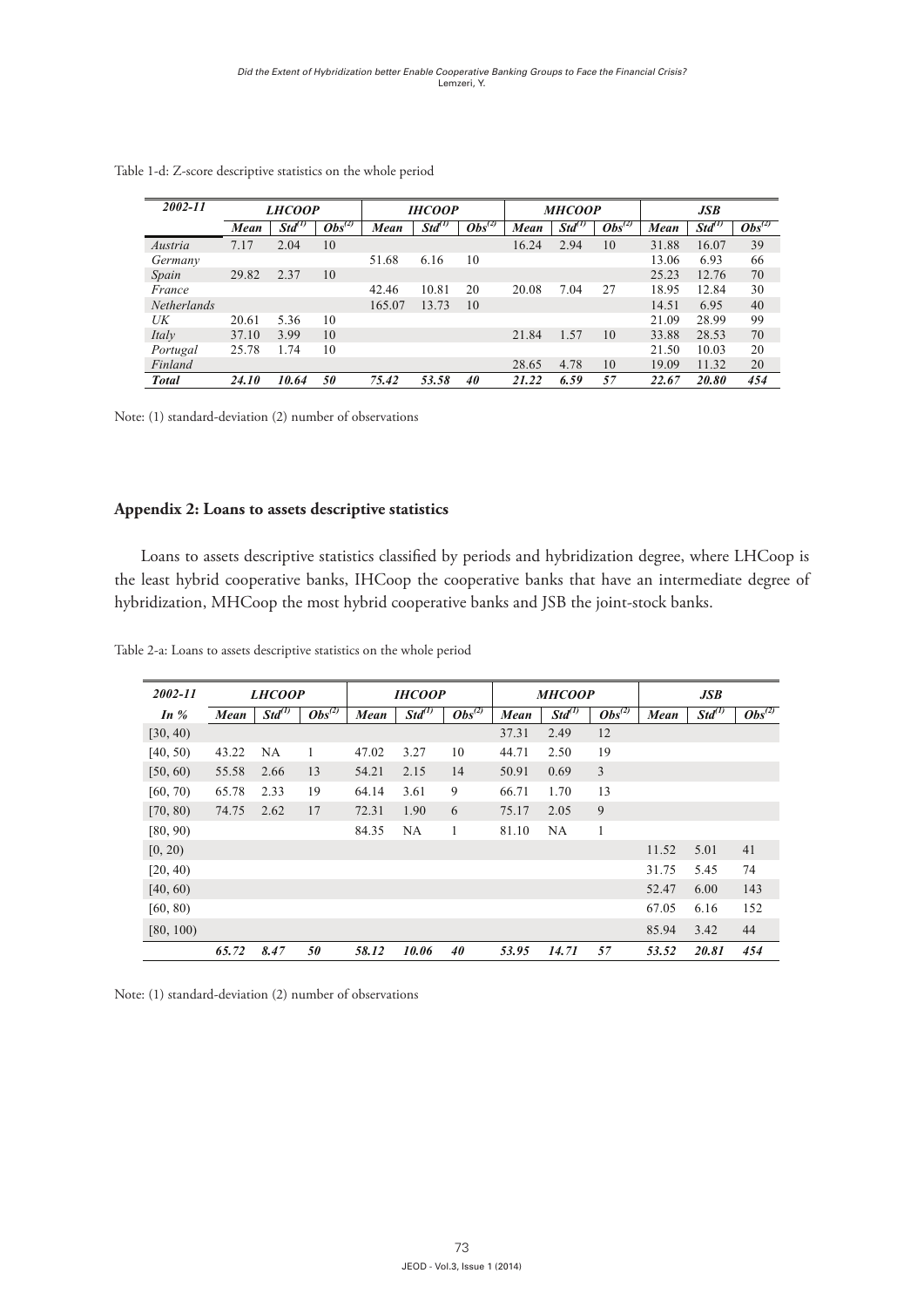Table 1-d: Z-score descriptive statistics on the whole period

| *2002-11* | *LHCOOP* | | | *IHCOOP* | | | *MHCOOP* | | | *JSB* | | |
|---|---|---|---|---|---|---|---|---|---|---|---|---|
| | *Mean* | *Std*[(1)] | *Obs*[(2)] | *Mean* | *Std*[(1)] | *Obs*[(2)] | *Mean* | *Std*[(1)] | *Obs*[(2)] | *Mean* | *Std*[(1)] | *Obs*[(2)] |
| *Austria* | 7.17 | 2.04 | 10 | | | | 16.24 | 2.94 | 10 | 31.88 | 16.07 | 39 |
| *Germany* | | | | 51.68 | 6.16 | 10 | | | | 13.06 | 6.93 | 66 |
| *Spain* | 29.82 | 2.37 | 10 | | | | | | | 25.23 | 12.76 | 70 |
| *France* | | | | 42.46 | 10.81 | 20 | 20.08 | 7.04 | 27 | 18.95 | 12.84 | 30 |
| *Netherlands* | | | | 165.07 | 13.73 | 10 | | | | 14.51 | 6.95 | 40 |
| *UK* | 20.61 | 5.36 | 10 | | | | | | | 21.09 | 28.99 | 99 |
| *Italy* | 37.10 | 3.99 | 10 | | | | 21.84 | 1.57 | 10 | 33.88 | 28.53 | 70 |
| *Portugal* | 25.78 | 1.74 | 10 | | | | | | | 21.50 | 10.03 | 20 |
| *Finland* | | | | | | | 28.65 | 4.78 | 10 | 19.09 | 11.32 | 20 |
| ***Total*** | ***24.10*** | ***10.64*** | ***50*** | ***75.42*** | ***53.58*** | ***40*** | ***21.22*** | ***6.59*** | ***57*** | ***22.67*** | ***20.80*** | ***454*** |

Note: (1) standard-deviation (2) number of observations

## Appendix 2: Loans to assets descriptive statistics

Loans to assets descriptive statistics classified by periods and hybridization degree, where LHCoop is the least hybrid cooperative banks, IHCoop the cooperative banks that have an intermediate degree of hybridization, MHCoop the most hybrid cooperative banks and JSB the joint-stock banks.

Table 2-a: Loans to assets descriptive statistics on the whole period

| *2002-11* | *LHCOOP* | | | *IHCOOP* | | | *MHCOOP* | | | *JSB* | | |
|---|---|---|---|---|---|---|---|---|---|---|---|---|
| *In %* | *Mean* | *Std*[(1)] | *Obs*[(2)] | *Mean* | *Std*[(1)] | *Obs*[(2)] | *Mean* | *Std*[(1)] | *Obs*[(2)] | *Mean* | *Std*[(1)] | *Obs*[(2)] |
| [30, 40) | | | | | | | 37.31 | 2.49 | 12 | | | |
| [40, 50) | 43.22 | NA | 1 | 47.02 | 3.27 | 10 | 44.71 | 2.50 | 19 | | | |
| [50, 60) | 55.58 | 2.66 | 13 | 54.21 | 2.15 | 14 | 50.91 | 0.69 | 3 | | | |
| [60, 70) | 65.78 | 2.33 | 19 | 64.14 | 3.61 | 9 | 66.71 | 1.70 | 13 | | | |
| [70, 80) | 74.75 | 2.62 | 17 | 72.31 | 1.90 | 6 | 75.17 | 2.05 | 9 | | | |
| [80, 90) | | | | 84.35 | NA | 1 | 81.10 | NA | 1 | | | |
| [0, 20) | | | | | | | | | | 11.52 | 5.01 | 41 |
| [20, 40) | | | | | | | | | | 31.75 | 5.45 | 74 |
| [40, 60) | | | | | | | | | | 52.47 | 6.00 | 143 |
| [60, 80) | | | | | | | | | | 67.05 | 6.16 | 152 |
| [80, 100) | | | | | | | | | | 85.94 | 3.42 | 44 |
| | ***65.72*** | ***8.47*** | ***50*** | ***58.12*** | ***10.06*** | ***40*** | ***53.95*** | ***14.71*** | ***57*** | ***53.52*** | ***20.81*** | ***454*** |

Note: (1) standard-deviation (2) number of observations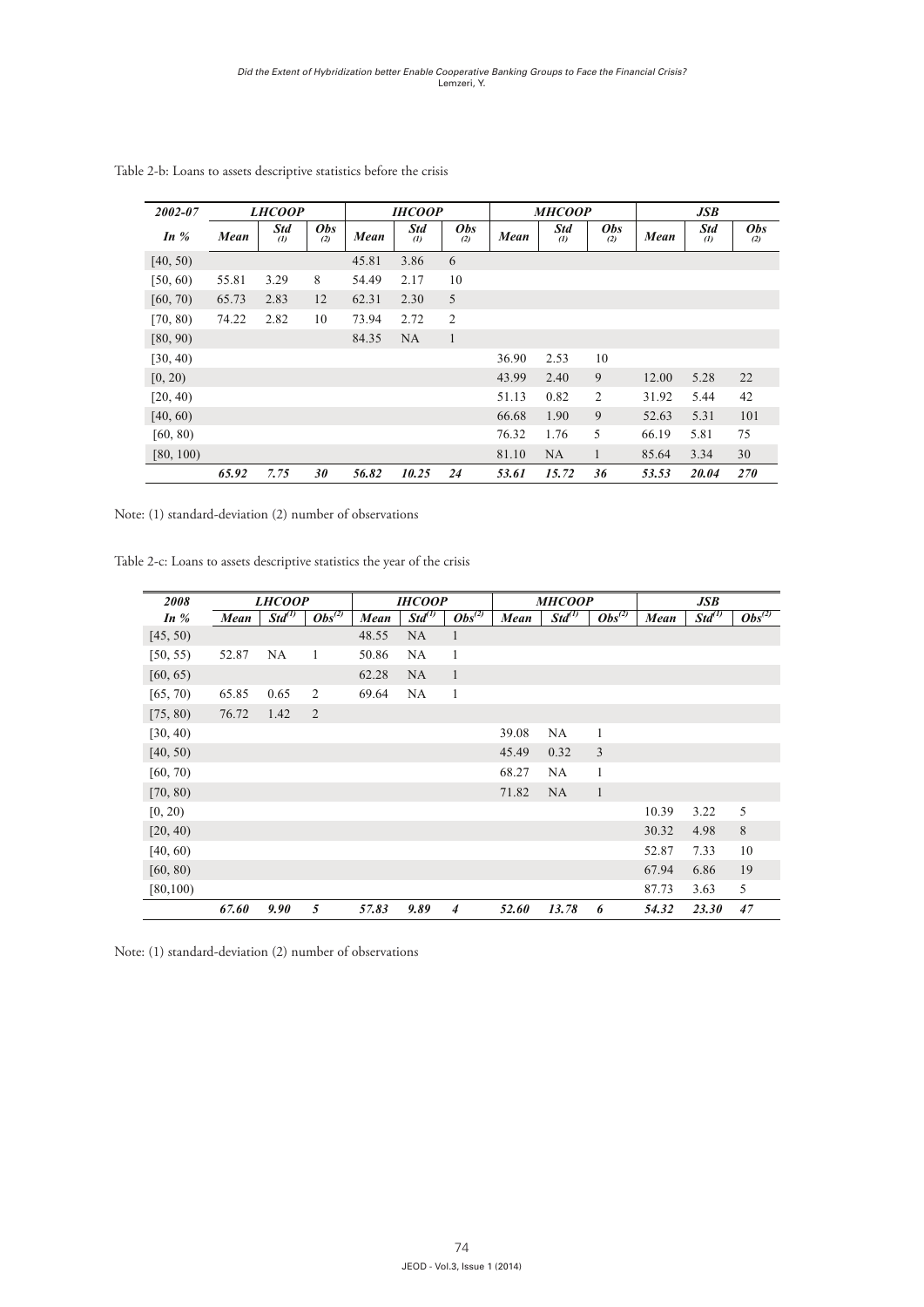Table 2-b: Loans to assets descriptive statistics before the crisis

| *2002-07* | *LHCOOP* | | | *IHCOOP* | | | *MHCOOP* | | | *JSB* | | |
|---|---|---|---|---|---|---|---|---|---|---|---|---|
| *In %* | *Mean* | *Std (1)* | *Obs (2)* | *Mean* | *Std (1)* | *Obs (2)* | *Mean* | *Std (1)* | *Obs (2)* | *Mean* | *Std (1)* | *Obs (2)* |
| [40, 50) | | | | 45.81 | 3.86 | 6 | | | | | | |
| [50, 60) | 55.81 | 3.29 | 8 | 54.49 | 2.17 | 10 | | | | | | |
| [60, 70) | 65.73 | 2.83 | 12 | 62.31 | 2.30 | 5 | | | | | | |
| [70, 80) | 74.22 | 2.82 | 10 | 73.94 | 2.72 | 2 | | | | | | |
| [80, 90) | | | | 84.35 | NA | 1 | | | | | | |
| [30, 40) | | | | | | | 36.90 | 2.53 | 10 | | | |
| [0, 20) | | | | | | | 43.99 | 2.40 | 9 | 12.00 | 5.28 | 22 |
| [20, 40) | | | | | | | 51.13 | 0.82 | 2 | 31.92 | 5.44 | 42 |
| [40, 60) | | | | | | | 66.68 | 1.90 | 9 | 52.63 | 5.31 | 101 |
| [60, 80) | | | | | | | 76.32 | 1.76 | 5 | 66.19 | 5.81 | 75 |
| [80, 100) | | | | | | | 81.10 | NA | 1 | 85.64 | 3.34 | 30 |
| | ***65.92*** | ***7.75*** | ***30*** | ***56.82*** | ***10.25*** | ***24*** | ***53.61*** | ***15.72*** | ***36*** | ***53.53*** | ***20.04*** | ***270*** |

Note: (1) standard-deviation (2) number of observations

Table 2-c: Loans to assets descriptive statistics the year of the crisis

| *2008* | *LHCOOP* | | | *IHCOOP* | | | *MHCOOP* | | | *JSB* | | |
|---|---|---|---|---|---|---|---|---|---|---|---|---|
| *In %* | *Mean* | *Std(1)* | *Obs(2)* | *Mean* | *Std(1)* | *Obs(2)* | *Mean* | *Std(1)* | *Obs(2)* | *Mean* | *Std(1)* | *Obs(2)* |
| [45, 50) | | | | 48.55 | NA | 1 | | | | | | |
| [50, 55) | 52.87 | NA | 1 | 50.86 | NA | 1 | | | | | | |
| [60, 65) | | | | 62.28 | NA | 1 | | | | | | |
| [65, 70) | 65.85 | 0.65 | 2 | 69.64 | NA | 1 | | | | | | |
| [75, 80) | 76.72 | 1.42 | 2 | | | | | | | | | |
| [30, 40) | | | | | | | 39.08 | NA | 1 | | | |
| [40, 50) | | | | | | | 45.49 | 0.32 | 3 | | | |
| [60, 70) | | | | | | | 68.27 | NA | 1 | | | |
| [70, 80) | | | | | | | 71.82 | NA | 1 | | | |
| [0, 20) | | | | | | | | | | 10.39 | 3.22 | 5 |
| [20, 40) | | | | | | | | | | 30.32 | 4.98 | 8 |
| [40, 60) | | | | | | | | | | 52.87 | 7.33 | 10 |
| [60, 80) | | | | | | | | | | 67.94 | 6.86 | 19 |
| [80,100) | | | | | | | | | | 87.73 | 3.63 | 5 |
| | ***67.60*** | ***9.90*** | ***5*** | ***57.83*** | ***9.89*** | ***4*** | ***52.60*** | ***13.78*** | ***6*** | ***54.32*** | ***23.30*** | ***47*** |

Note: (1) standard-deviation (2) number of observations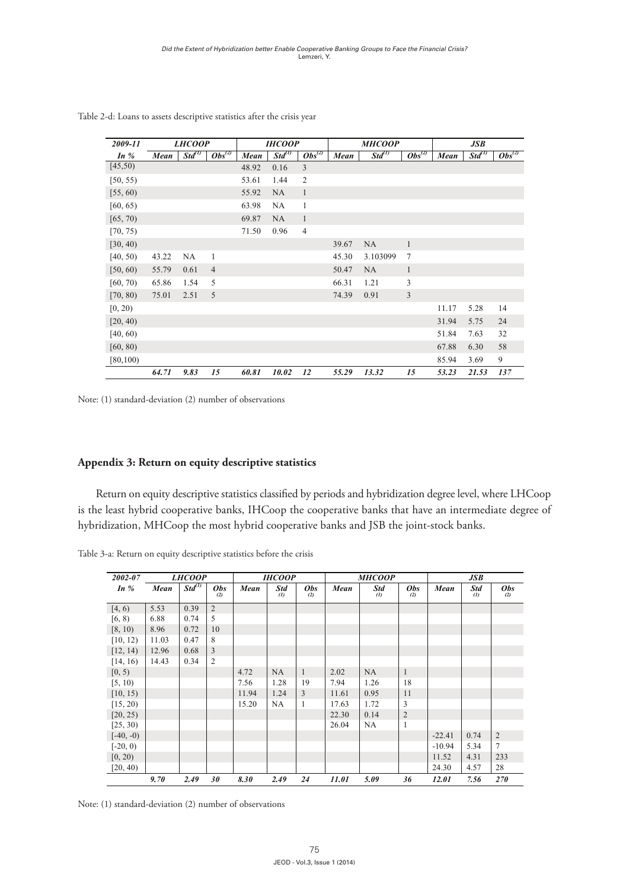Table 2-d: Loans to assets descriptive statistics after the crisis year

| 2009-11 | LHCOOP | | | IHCOOP | | | MHCOOP | | | JSB | | |
|---|---|---|---|---|---|---|---|---|---|---|---|---|
| In % | Mean | Std[(1)] | Obs[(2)] | Mean | Std[(1)] | Obs[(2)] | Mean | Std[(1)] | Obs[(2)] | Mean | Std[(1)] | Obs[(2)] |
| [45,50) | | | | 48.92 | 0.16 | 3 | | | | | | |
| [50, 55) | | | | 53.61 | 1.44 | 2 | | | | | | |
| [55, 60) | | | | 55.92 | NA | 1 | | | | | | |
| [60, 65) | | | | 63.98 | NA | 1 | | | | | | |
| [65, 70) | | | | 69.87 | NA | 1 | | | | | | |
| [70, 75) | | | | 71.50 | 0.96 | 4 | | | | | | |
| [30, 40) | | | | | | | 39.67 | NA | 1 | | | |
| [40, 50) | 43.22 | NA | 1 | | | | 45.30 | 3.103099 | 7 | | | |
| [50, 60) | 55.79 | 0.61 | 4 | | | | 50.47 | NA | 1 | | | |
| [60, 70) | 65.86 | 1.54 | 5 | | | | 66.31 | 1.21 | 3 | | | |
| [70, 80) | 75.01 | 2.51 | 5 | | | | 74.39 | 0.91 | 3 | | | |
| [0, 20) | | | | | | | | | | 11.17 | 5.28 | 14 |
| [20, 40) | | | | | | | | | | 31.94 | 5.75 | 24 |
| [40, 60) | | | | | | | | | | 51.84 | 7.63 | 32 |
| [60, 80) | | | | | | | | | | 67.88 | 6.30 | 58 |
| [80,100) | | | | | | | | | | 85.94 | 3.69 | 9 |
| | *64.71* | *9.83* | *15* | *60.81* | *10.02* | *12* | *55.29* | *13.32* | *15* | *53.23* | *21.53* | *137* |

Note: (1) standard-deviation (2) number of observations

## Appendix 3: Return on equity descriptive statistics

Return on equity descriptive statistics classified by periods and hybridization degree level, where LHCoop is the least hybrid cooperative banks, IHCoop the cooperative banks that have an intermediate degree of hybridization, MHCoop the most hybrid cooperative banks and JSB the joint-stock banks.

Table 3-a: Return on equity descriptive statistics before the crisis

| 2002-07 | LHCOOP | | | IHCOOP | | | MHCOOP | | | JSB | | |
|---|---|---|---|---|---|---|---|---|---|---|---|---|
| In % | Mean | Std[(1)] | Obs (2) | Mean | Std (1) | Obs (2) | Mean | Std (1) | Obs (2) | Mean | Std (1) | Obs (2) |
| [4, 6) | 5.53 | 0.39 | 2 | | | | | | | | | |
| [6, 8) | 6.88 | 0.74 | 5 | | | | | | | | | |
| [8, 10) | 8.96 | 0.72 | 10 | | | | | | | | | |
| [10, 12) | 11.03 | 0.47 | 8 | | | | | | | | | |
| [12, 14) | 12.96 | 0.68 | 3 | | | | | | | | | |
| [14, 16) | 14.43 | 0.34 | 2 | | | | | | | | | |
| [0, 5) | | | | 4.72 | NA | 1 | 2.02 | NA | 1 | | | |
| [5, 10) | | | | 7.56 | 1.28 | 19 | 7.94 | 1.26 | 18 | | | |
| [10, 15) | | | | 11.94 | 1.24 | 3 | 11.61 | 0.95 | 11 | | | |
| [15, 20) | | | | 15.20 | NA | 1 | 17.63 | 1.72 | 3 | | | |
| [20, 25) | | | | | | | 22.30 | 0.14 | 2 | | | |
| [25, 30) | | | | | | | 26.04 | NA | 1 | | | |
| [-40, -0) | | | | | | | | | | -22.41 | 0.74 | 2 |
| [-20, 0) | | | | | | | | | | -10.94 | 5.34 | 7 |
| [0, 20) | | | | | | | | | | 11.52 | 4.31 | 233 |
| [20, 40) | | | | | | | | | | 24.30 | 4.57 | 28 |
| | *9.70* | *2.49* | *30* | *8.30* | *2.49* | *24* | *11.01* | *5.09* | *36* | *12.01* | *7.56* | *270* |

Note: (1) standard-deviation (2) number of observations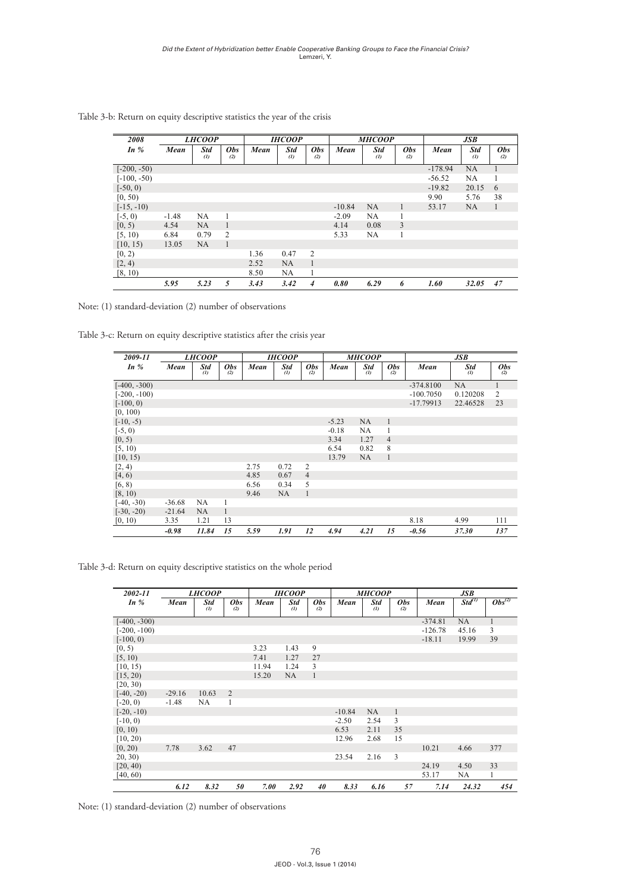Table 3-b: Return on equity descriptive statistics the year of the crisis

| 2008 | LHCOOP | | | IHCOOP | | | MHCOOP | | | JSB | | |
|---|---|---|---|---|---|---|---|---|---|---|---|---|
| In % | Mean | Std (1) | Obs (2) | Mean | Std (1) | Obs (2) | Mean | Std (1) | Obs (2) | Mean | Std (1) | Obs (2) |
| [-200, -50) | | | | | | | | | | -178.94 | NA | 1 |
| [-100, -50) | | | | | | | | | | -56.52 | NA | 1 |
| [-50, 0) | | | | | | | | | | -19.82 | 20.15 | 6 |
| [0, 50) | | | | | | | | | | 9.90 | 5.76 | 38 |
| [-15, -10) | | | | | | | -10.84 | NA | 1 | 53.17 | NA | 1 |
| [-5, 0) | -1.48 | NA | 1 | | | | -2.09 | NA | 1 | | | |
| [0, 5) | 4.54 | NA | 1 | | | | 4.14 | 0.08 | 3 | | | |
| [5, 10) | 6.84 | 0.79 | 2 | | | | 5.33 | NA | 1 | | | |
| [10, 15) | 13.05 | NA | 1 | | | | | | | | | |
| [0, 2) | | | | 1.36 | 0.47 | 2 | | | | | | |
| [2, 4) | | | | 2.52 | NA | 1 | | | | | | |
| [8, 10) | | | | 8.50 | NA | 1 | | | | | | |
| | ***5.95*** | ***5.23*** | ***5*** | ***3.43*** | ***3.42*** | ***4*** | ***0.80*** | ***6.29*** | ***6*** | ***1.60*** | ***32.05*** | ***47*** |

Note: (1) standard-deviation (2) number of observations

Table 3-c: Return on equity descriptive statistics after the crisis year

| 2009-11 | LHCOOP | | | IHCOOP | | | MHCOOP | | | JSB | | |
|---|---|---|---|---|---|---|---|---|---|---|---|---|
| In % | Mean | Std (1) | Obs (2) | Mean | Std (1) | Obs (2) | Mean | Std (1) | Obs (2) | Mean | Std (1) | Obs (2) |
| [-400, -300) | | | | | | | | | | -374.8100 | NA | 1 |
| [-200, -100) | | | | | | | | | | -100.7050 | 0.120208 | 2 |
| [-100, 0) | | | | | | | | | | -17.79913 | 22.46528 | 23 |
| [0, 100) | | | | | | | | | | | | |
| [-10, -5) | | | | | | | -5.23 | NA | 1 | | | |
| [-5, 0) | | | | | | | -0.18 | NA | 1 | | | |
| [0, 5) | | | | | | | 3.34 | 1.27 | 4 | | | |
| [5, 10) | | | | | | | 6.54 | 0.82 | 8 | | | |
| [10, 15) | | | | | | | 13.79 | NA | 1 | | | |
| [2, 4) | | | | 2.75 | 0.72 | 2 | | | | | | |
| [4, 6) | | | | 4.85 | 0.67 | 4 | | | | | | |
| [6, 8) | | | | 6.56 | 0.34 | 5 | | | | | | |
| [8, 10) | | | | 9.46 | NA | 1 | | | | | | |
| [-40, -30) | -36.68 | NA | 1 | | | | | | | | | |
| [-30, -20) | -21.64 | NA | 1 | | | | | | | | | |
| [0, 10) | 3.35 | 1.21 | 13 | | | | | | | 8.18 | 4.99 | 111 |
| | ***-0.98*** | ***11.84*** | ***15*** | ***5.59*** | ***1.91*** | ***12*** | ***4.94*** | ***4.21*** | ***15*** | ***-0.56*** | ***37.30*** | ***137*** |

Table 3-d: Return on equity descriptive statistics on the whole period

| 2002-11 | LHCOOP | | | IHCOOP | | | MHCOOP | | | JSB | | |
|---|---|---|---|---|---|---|---|---|---|---|---|---|
| In % | Mean | Std (1) | Obs (2) | Mean | Std (1) | Obs (2) | Mean | Std (1) | Obs (2) | Mean | Std(1) | Obs(2) |
| [-400, -300) | | | | | | | | | | -374.81 | NA | 1 |
| [-200, -100) | | | | | | | | | | -126.78 | 45.16 | 3 |
| [-100, 0) | | | | | | | | | | -18.11 | 19.99 | 39 |
| [0, 5) | | | | 3.23 | 1.43 | 9 | | | | | | |
| [5, 10) | | | | 7.41 | 1.27 | 27 | | | | | | |
| [10, 15) | | | | 11.94 | 1.24 | 3 | | | | | | |
| [15, 20) | | | | 15.20 | NA | 1 | | | | | | |
| [20, 30) | | | | | | | | | | | | |
| [-40, -20) | -29.16 | 10.63 | 2 | | | | | | | | | |
| [-20, 0) | -1.48 | NA | 1 | | | | | | | | | |
| [-20, -10) | | | | | | | -10.84 | NA | 1 | | | |
| [-10, 0) | | | | | | | -2.50 | 2.54 | 3 | | | |
| [0, 10) | | | | | | | 6.53 | 2.11 | 35 | | | |
| [10, 20) | | | | | | | 12.96 | 2.68 | 15 | | | |
| [0, 20) | 7.78 | 3.62 | 47 | | | | | | | 10.21 | 4.66 | 377 |
| 20, 30) | | | | | | | 23.54 | 2.16 | 3 | | | |
| [20, 40) | | | | | | | | | | 24.19 | 4.50 | 33 |
| [40, 60) | | | | | | | | | | 53.17 | NA | 1 |
| | ***6.12*** | ***8.32*** | ***50*** | ***7.00*** | ***2.92*** | ***40*** | ***8.33*** | ***6.16*** | ***57*** | ***7.14*** | ***24.32*** | ***454*** |

Note: (1) standard-deviation (2) number of observations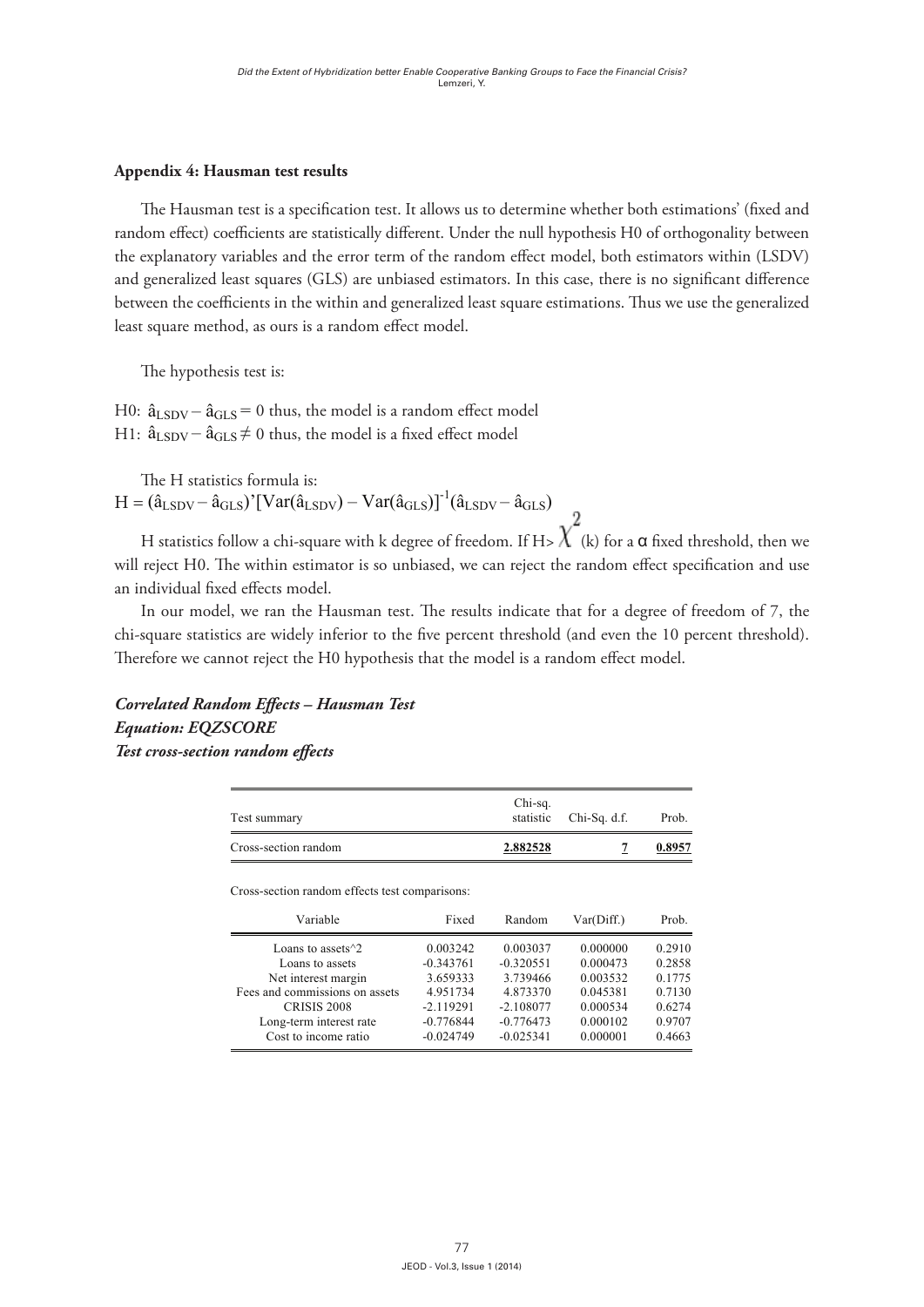### Appendix 4: Hausman test results

The Hausman test is a specification test. It allows us to determine whether both estimations' (fixed and random effect) coefficients are statistically different. Under the null hypothesis H0 of orthogonality between the explanatory variables and the error term of the random effect model, both estimators within (LSDV) and generalized least squares (GLS) are unbiased estimators. In this case, there is no significant difference between the coefficients in the within and generalized least square estimations. Thus we use the generalized least square method, as ours is a random effect model.

The hypothesis test is:

H0: $\hat{a}_{LSDV} - \hat{a}_{GLS} = 0$ thus, the model is a random effect model
H1: $\hat{a}_{LSDV} - \hat{a}_{GLS} \neq 0$ thus, the model is a fixed effect model

The H statistics formula is:

$$H = (\hat{a}_{LSDV} - \hat{a}_{GLS})'[Var(\hat{a}_{LSDV}) - Var(\hat{a}_{GLS})]^{-1}(\hat{a}_{LSDV} - \hat{a}_{GLS})$$

H statistics follow a chi-square with k degree of freedom. If $H > \chi^2(k)$ for a $\alpha$ fixed threshold, then we will reject H0. The within estimator is so unbiased, we can reject the random effect specification and use an individual fixed effects model.

In our model, we ran the Hausman test. The results indicate that for a degree of freedom of 7, the chi-square statistics are widely inferior to the five percent threshold (and even the 10 percent threshold). Therefore we cannot reject the H0 hypothesis that the model is a random effect model.

***Correlated Random Effects – Hausman Test***
***Equation: EQZSCORE***
***Test cross-section random effects***

| Test summary | Chi-sq. statistic | Chi-Sq. d.f. | Prob. |
|---|---|---|---|
| Cross-section random | **2.882528** | **7** | **0.8957** |

Cross-section random effects test comparisons:

| Variable | Fixed | Random | Var(Diff.) | Prob. |
|---|---|---|---|---|
| Loans to assets^2 | 0.003242 | 0.003037 | 0.000000 | 0.2910 |
| Loans to assets | -0.343761 | -0.320551 | 0.000473 | 0.2858 |
| Net interest margin | 3.659333 | 3.739466 | 0.003532 | 0.1775 |
| Fees and commissions on assets | 4.951734 | 4.873370 | 0.045381 | 0.7130 |
| CRISIS 2008 | -2.119291 | -2.108077 | 0.000534 | 0.6274 |
| Long-term interest rate | -0.776844 | -0.776473 | 0.000102 | 0.9707 |
| Cost to income ratio | -0.024749 | -0.025341 | 0.000001 | 0.4663 |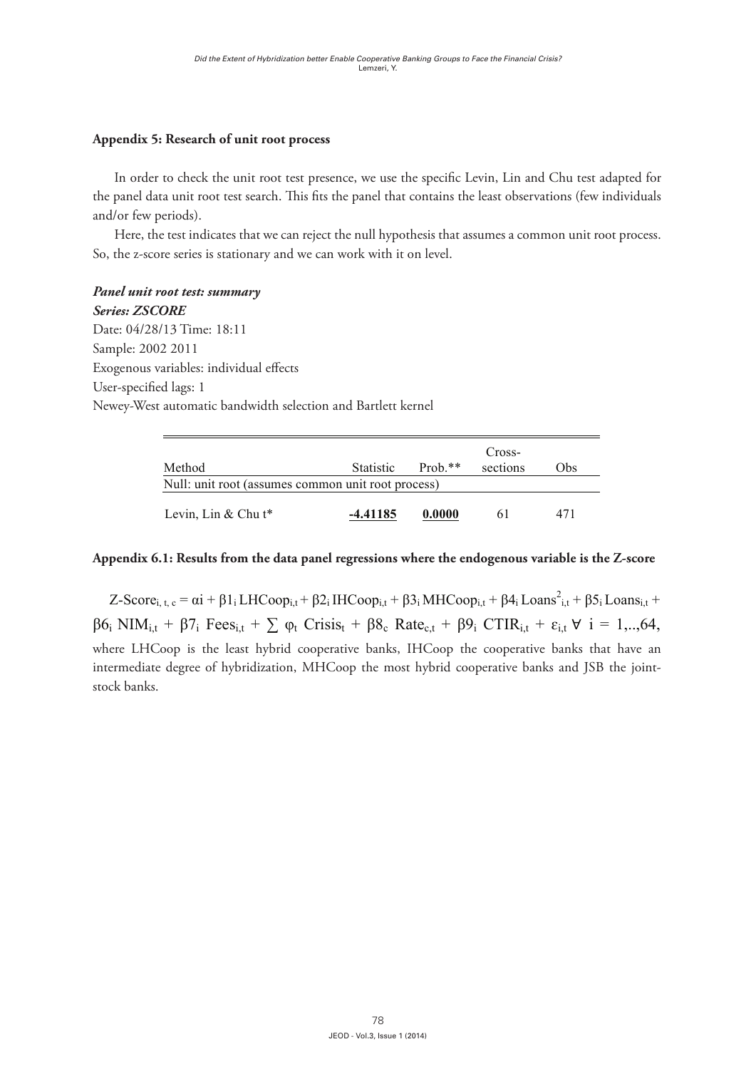**Appendix 5: Research of unit root process**

In order to check the unit root test presence, we use the specific Levin, Lin and Chu test adapted for the panel data unit root test search. This fits the panel that contains the least observations (few individuals and/or few periods).

Here, the test indicates that we can reject the null hypothesis that assumes a common unit root process. So, the z-score series is stationary and we can work with it on level.

***Panel unit root test: summary***

***Series: ZSCORE***

Date: 04/28/13 Time: 18:11

Sample: 2002 2011

Exogenous variables: individual effects

User-specified lags: 1

Newey-West automatic bandwidth selection and Bartlett kernel

| Method | Statistic | Prob.** | Cross-sections | Obs |
|---|---|---|---|---|
| Null: unit root (assumes common unit root process) | | | | |
| Levin, Lin & Chu t* | **-4.41185** | **0.0000** | 61 | 471 |

**Appendix 6.1: Results from the data panel regressions where the endogenous variable is the Z-score**

$$\text{Z-Score}_{i,t,c} = \alpha i + \beta 1_i \text{LHCoop}_{i,t} + \beta 2_i \text{IHCoop}_{i,t} + \beta 3_i \text{MHCoop}_{i,t} + \beta 4_i \text{Loans}^2_{i,t} + \beta 5_i \text{Loans}_{i,t} + \beta 6_i \text{NIM}_{i,t} + \beta 7_i \text{Fees}_{i,t} + \sum \varphi_t \text{Crisis}_t + \beta 8_c \text{Rate}_{c,t} + \beta 9_i \text{CTIR}_{i,t} + \varepsilon_{i,t} \ \forall \ i = 1,..,64,$$

where LHCoop is the least hybrid cooperative banks, IHCoop the cooperative banks that have an intermediate degree of hybridization, MHCoop the most hybrid cooperative banks and JSB the joint-stock banks.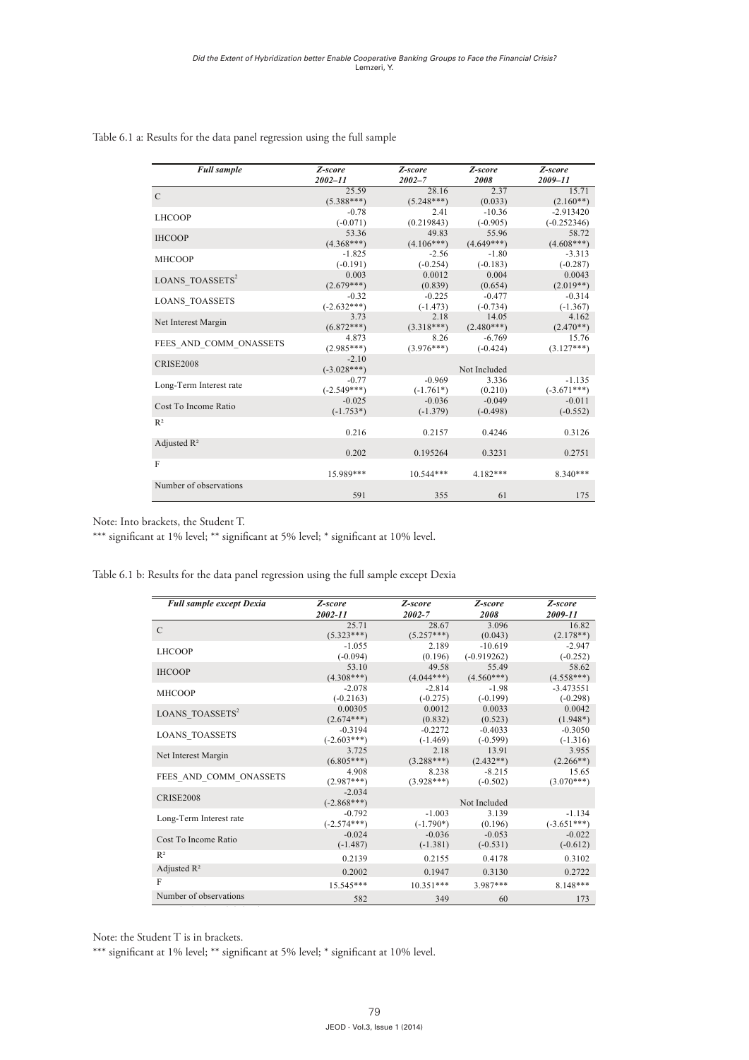Table 6.1 a: Results for the data panel regression using the full sample

| *Full sample* | *Z-score 2002–11* | *Z-score 2002–7* | *Z-score 2008* | *Z-score 2009–11* |
|---|---|---|---|---|
| C | 25.59<br>(5.388***) | 28.16<br>(5.248***) | 2.37<br>(0.033) | 15.71<br>(2.160**) |
| LHCOOP | -0.78<br>(-0.071) | 2.41<br>(0.219843) | -10.36<br>(-0.905) | -2.913420<br>(-0.252346) |
| IHCOOP | 53.36<br>(4.368***) | 49.83<br>(4.106***) | 55.96<br>(4.649***) | 58.72<br>(4.608***) |
| MHCOOP | -1.825<br>(-0.191) | -2.56<br>(-0.254) | -1.80<br>(-0.183) | -3.313<br>(-0.287) |
| $LOANS\_TOASSETS^2$ | 0.003<br>(2.679***) | 0.0012<br>(0.839) | 0.004<br>(0.654) | 0.0043<br>(2.019**) |
| LOANS_TOASSETS | -0.32<br>(-2.632***) | -0.225<br>(-1.473) | -0.477<br>(-0.734) | -0.314<br>(-1.367) |
| Net Interest Margin | 3.73<br>(6.872***) | 2.18<br>(3.318***) | 14.05<br>(2.480***) | 4.162<br>(2.470**) |
| FEES_AND_COMM_ONASSETS | 4.873<br>(2.985***) | 8.26<br>(3.976***) | -6.769<br>(-0.424) | 15.76<br>(3.127***) |
| CRISE2008 | -2.10<br>(-3.028***) | | Not Included | |
| Long-Term Interest rate | -0.77<br>(-2.549***) | -0.969<br>(-1.761*) | 3.336<br>(0.210) | -1.135<br>(-3.671***) |
| Cost To Income Ratio | -0.025<br>(-1.753*) | -0.036<br>(-1.379) | -0.049<br>(-0.498) | -0.011<br>(-0.552) |
| $R^2$ | 0.216 | 0.2157 | 0.4246 | 0.3126 |
| Adjusted $R^2$ | 0.202 | 0.195264 | 0.3231 | 0.2751 |
| F | 15.989*** | 10.544*** | 4.182*** | 8.340*** |
| Number of observations | 591 | 355 | 61 | 175 |

Note: Into brackets, the Student T.

*** significant at 1% level; ** significant at 5% level; * significant at 10% level.

Table 6.1 b: Results for the data panel regression using the full sample except Dexia

| *Full sample except Dexia* | *Z-score 2002-11* | *Z-score 2002-7* | *Z-score 2008* | *Z-score 2009-11* |
|---|---|---|---|---|
| C | 25.71<br>(5.323***) | 28.67<br>(5.257***) | 3.096<br>(0.043) | 16.82<br>(2.178**) |
| LHCOOP | -1.055<br>(-0.094) | 2.189<br>(0.196) | -10.619<br>(-0.919262) | -2.947<br>(-0.252) |
| IHCOOP | 53.10<br>(4.308***) | 49.58<br>(4.044***) | 55.49<br>(4.560***) | 58.62<br>(4.558***) |
| MHCOOP | -2.078<br>(-0.2163) | -2.814<br>(-0.275) | -1.98<br>(-0.199) | -3.473551<br>(-0.298) |
| $LOANS\_TOASSETS^2$ | 0.00305<br>(2.674***) | 0.0012<br>(0.832) | 0.0033<br>(0.523) | 0.0042<br>(1.948*) |
| LOANS_TOASSETS | -0.3194<br>(-2.603***) | -0.2272<br>(-1.469) | -0.4033<br>(-0.599) | -0.3050<br>(-1.316) |
| Net Interest Margin | 3.725<br>(6.805***) | 2.18<br>(3.288***) | 13.91<br>(2.432**) | 3.955<br>(2.266**) |
| FEES_AND_COMM_ONASSETS | 4.908<br>(2.987***) | 8.238<br>(3.928***) | -8.215<br>(-0.502) | 15.65<br>(3.070***) |
| CRISE2008 | -2.034<br>(-2.868***) | | Not Included | |
| Long-Term Interest rate | -0.792<br>(-2.574***) | -1.003<br>(-1.790*) | 3.139<br>(0.196) | -1.134<br>(-3.651***) |
| Cost To Income Ratio | -0.024<br>(-1.487) | -0.036<br>(-1.381) | -0.053<br>(-0.531) | -0.022<br>(-0.612) |
| $R^2$ | 0.2139 | 0.2155 | 0.4178 | 0.3102 |
| Adjusted $R^2$ | 0.2002 | 0.1947 | 0.3130 | 0.2722 |
| F | 15.545*** | 10.351*** | 3.987*** | 8.148*** |
| Number of observations | 582 | 349 | 60 | 173 |

Note: the Student T is in brackets.

*** significant at 1% level; ** significant at 5% level; * significant at 10% level.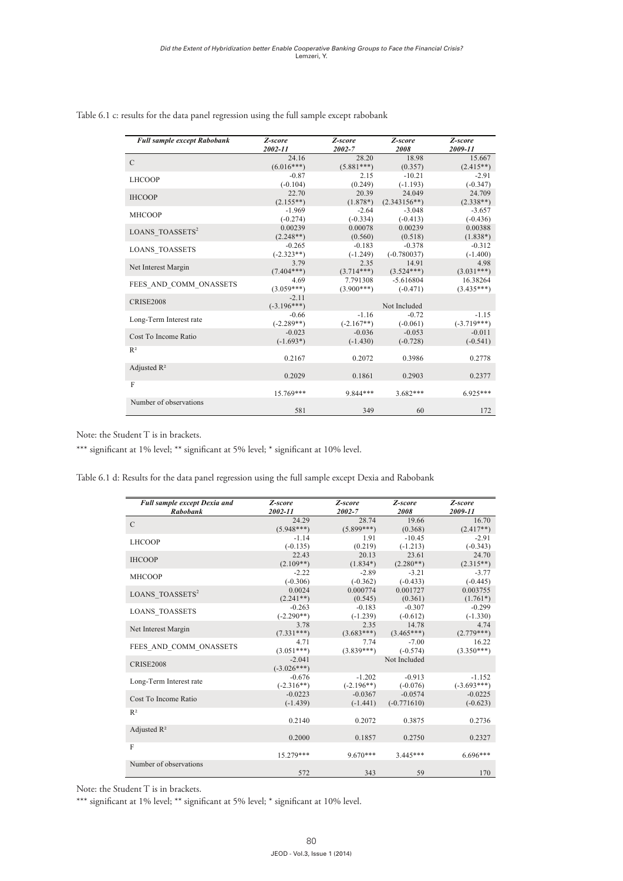Table 6.1 c: results for the data panel regression using the full sample except rabobank

| *Full sample except Rabobank* | *Z-score 2002-11* | *Z-score 2002-7* | *Z-score 2008* | *Z-score 2009-11* |
|---|---|---|---|---|
| C | 24.16 (6.016***) | 28.20 (5.881***) | 18.98 (0.357) | 15.667 (2.415**) |
| LHCOOP | -0.87 (-0.104) | 2.15 (0.249) | -10.21 (-1.193) | -2.91 (-0.347) |
| IHCOOP | 22.70 (2.155**) | 20.39 (1.878*) | 24.049 (2.343156**) | 24.709 (2.338**) |
| MHCOOP | -1.969 (-0.274) | -2.64 (-0.334) | -3.048 (-0.413) | -3.657 (-0.436) |
| LOANS_TOASSETS² | 0.00239 (2.248**) | 0.00078 (0.560) | 0.00239 (0.518) | 0.00388 (1.838*) |
| LOANS_TOASSETS | -0.265 (-2.323**) | -0.183 (-1.249) | -0.378 (-0.780037) | -0.312 (-1.400) |
| Net Interest Margin | 3.79 (7.404***) | 2.35 (3.714***) | 14.91 (3.524***) | 4.98 (3.031***) |
| FEES_AND_COMM_ONASSETS | 4.69 (3.059***) | 7.791308 (3.900***) | -5.616804 (-0.471) | 16.38264 (3.435***) |
| CRISE2008 | -2.11 (-3.196***) | | Not Included | |
| Long-Term Interest rate | -0.66 (-2.289**) | -1.16 (-2.167**) | -0.72 (-0.061) | -1.15 (-3.719***) |
| Cost To Income Ratio | -0.023 (-1.693*) | -0.036 (-1.430) | -0.053 (-0.728) | -0.011 (-0.541) |
| $R^2$ | 0.2167 | 0.2072 | 0.3986 | 0.2778 |
| Adjusted $R^2$ | 0.2029 | 0.1861 | 0.2903 | 0.2377 |
| F | 15.769*** | 9.844*** | 3.682*** | 6.925*** |
| Number of observations | 581 | 349 | 60 | 172 |

Note: the Student T is in brackets.

*** significant at 1% level; ** significant at 5% level; * significant at 10% level.

Table 6.1 d: Results for the data panel regression using the full sample except Dexia and Rabobank

| *Full sample except Dexia and Rabobank* | *Z-score 2002-11* | *Z-score 2002-7* | *Z-score 2008* | *Z-score 2009-11* |
|---|---|---|---|---|
| C | 24.29 (5.948***) | 28.74 (5.899***) | 19.66 (0.368) | 16.70 (2.417**) |
| LHCOOP | -1.14 (-0.135) | 1.91 (0.219) | -10.45 (-1.213) | -2.91 (-0.343) |
| IHCOOP | 22.43 (2.109**) | 20.13 (1.834*) | 23.61 (2.280**) | 24.70 (2.315**) |
| MHCOOP | -2.22 (-0.306) | -2.89 (-0.362) | -3.21 (-0.433) | -3.77 (-0.445) |
| LOANS_TOASSETS² | 0.0024 (2.241**) | 0.000774 (0.545) | 0.001727 (0.361) | 0.003755 (1.761*) |
| LOANS_TOASSETS | -0.263 (-2.290**) | -0.183 (-1.239) | -0.307 (-0.612) | -0.299 (-1.330) |
| Net Interest Margin | 3.78 (7.331***) | 2.35 (3.683***) | 14.78 (3.465***) | 4.74 (2.779***) |
| FEES_AND_COMM_ONASSETS | 4.71 (3.051***) | 7.74 (3.839***) | -7.00 (-0.574) | 16.22 (3.350***) |
| CRISE2008 | -2.041 (-3.026***) | | Not Included | |
| Long-Term Interest rate | -0.676 (-2.316**) | -1.202 (-2.196**) | -0.913 (-0.076) | -1.152 (-3.693***) |
| Cost To Income Ratio | -0.0223 (-1.439) | -0.0367 (-1.441) | -0.0574 (-0.771610) | -0.0225 (-0.623) |
| $R^2$ | 0.2140 | 0.2072 | 0.3875 | 0.2736 |
| Adjusted $R^2$ | 0.2000 | 0.1857 | 0.2750 | 0.2327 |
| F | 15.279*** | 9.670*** | 3.445*** | 6.696*** |
| Number of observations | 572 | 343 | 59 | 170 |

Note: the Student T is in brackets.

*** significant at 1% level; ** significant at 5% level; * significant at 10% level.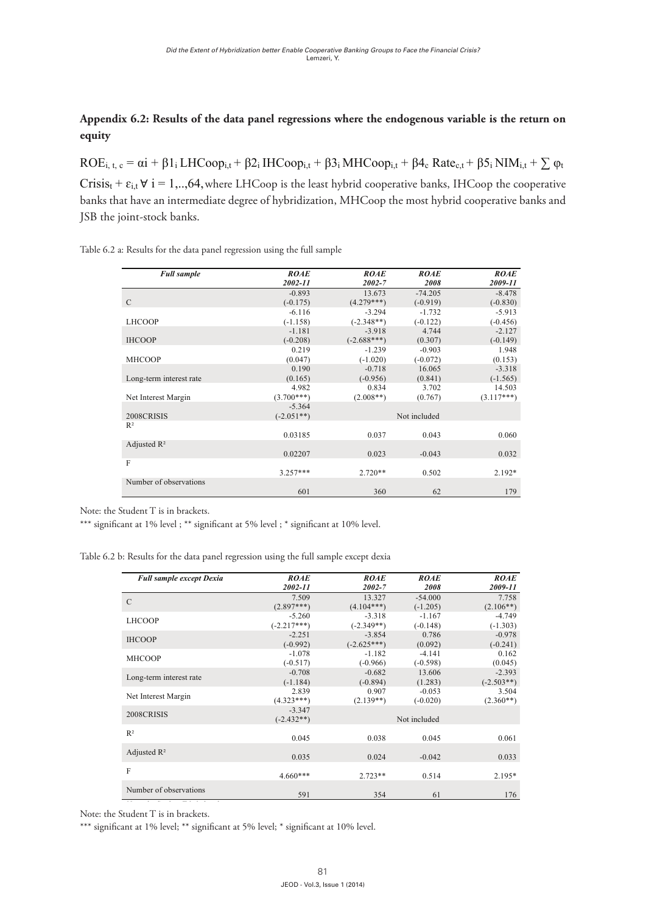### Appendix 6.2: Results of the data panel regressions where the endogenous variable is the return on equity

$ROE_{i,t,c} = \alpha i + \beta 1_i \, LHCoop_{i,t} + \beta 2_i \, IHCoop_{i,t} + \beta 3_i \, MHCoop_{i,t} + \beta 4_c \, Rate_{c,t} + \beta 5_i \, NIM_{i,t} + \sum \varphi_t \, Crisis_t + \varepsilon_{i,t} \; \forall \; i = 1,..,64,$ where LHCoop is the least hybrid cooperative banks, IHCoop the cooperative banks that have an intermediate degree of hybridization, MHCoop the most hybrid cooperative banks and JSB the joint-stock banks.

Table 6.2 a: Results for the data panel regression using the full sample

| *Full sample* | *ROAE 2002-11* | *ROAE 2002-7* | *ROAE 2008* | *ROAE 2009-11* |
|---|---|---|---|---|
| C | -0.893 (-0.175) | 13.673 (4.279***) | -74.205 (-0.919) | -8.478 (-0.830) |
| LHCOOP | -6.116 (-1.158) | -3.294 (-2.348**) | -1.732 (-0.122) | -5.913 (-0.456) |
| IHCOOP | -1.181 (-0.208) | -3.918 (-2.688***) | 4.744 (0.307) | -2.127 (-0.149) |
| MHCOOP | 0.219 (0.047) | -1.239 (-1.020) | -0.903 (-0.072) | 1.948 (0.153) |
| Long-term interest rate | 0.190 (0.165) | -0.718 (-0.956) | 16.065 (0.841) | -3.318 (-1.565) |
| Net Interest Margin | 4.982 (3.700***) | 0.834 (2.008**) | 3.702 (0.767) | 14.503 (3.117***) |
| 2008CRISIS | -5.364 (-2.051**) | | Not included | |
| $R^2$ | 0.03185 | 0.037 | 0.043 | 0.060 |
| Adjusted $R^2$ | 0.02207 | 0.023 | -0.043 | 0.032 |
| F | 3.257*** | 2.720** | 0.502 | 2.192* |
| Number of observations | 601 | 360 | 62 | 179 |

Note: the Student T is in brackets.

*** significant at 1% level ; ** significant at 5% level ; * significant at 10% level.

Table 6.2 b: Results for the data panel regression using the full sample except dexia

| *Full sample except Dexia* | *ROAE 2002-11* | *ROAE 2002-7* | *ROAE 2008* | *ROAE 2009-11* |
|---|---|---|---|---|
| C | 7.509 (2.897***) | 13.327 (4.104***) | -54.000 (-1.205) | 7.758 (2.106**) |
| LHCOOP | -5.260 (-2.217***) | -3.318 (-2.349**) | -1.167 (-0.148) | -4.749 (-1.303) |
| IHCOOP | -2.251 (-0.992) | -3.854 (-2.625***) | 0.786 (0.092) | -0.978 (-0.241) |
| MHCOOP | -1.078 (-0.517) | -1.182 (-0.966) | -4.141 (-0.598) | 0.162 (0.045) |
| Long-term interest rate | -0.708 (-1.184) | -0.682 (-0.894) | 13.606 (1.283) | -2.393 (-2.503**) |
| Net Interest Margin | 2.839 (4.323***) | 0.907 (2.139**) | -0.053 (-0.020) | 3.504 (2.360**) |
| 2008CRISIS | -3.347 (-2.432**) | | Not included | |
| $R^2$ | 0.045 | 0.038 | 0.045 | 0.061 |
| Adjusted $R^2$ | 0.035 | 0.024 | -0.042 | 0.033 |
| F | 4.660*** | 2.723** | 0.514 | 2.195* |
| Number of observations | 591 | 354 | 61 | 176 |

Note: the Student T is in brackets.

*** significant at 1% level; ** significant at 5% level; * significant at 10% level.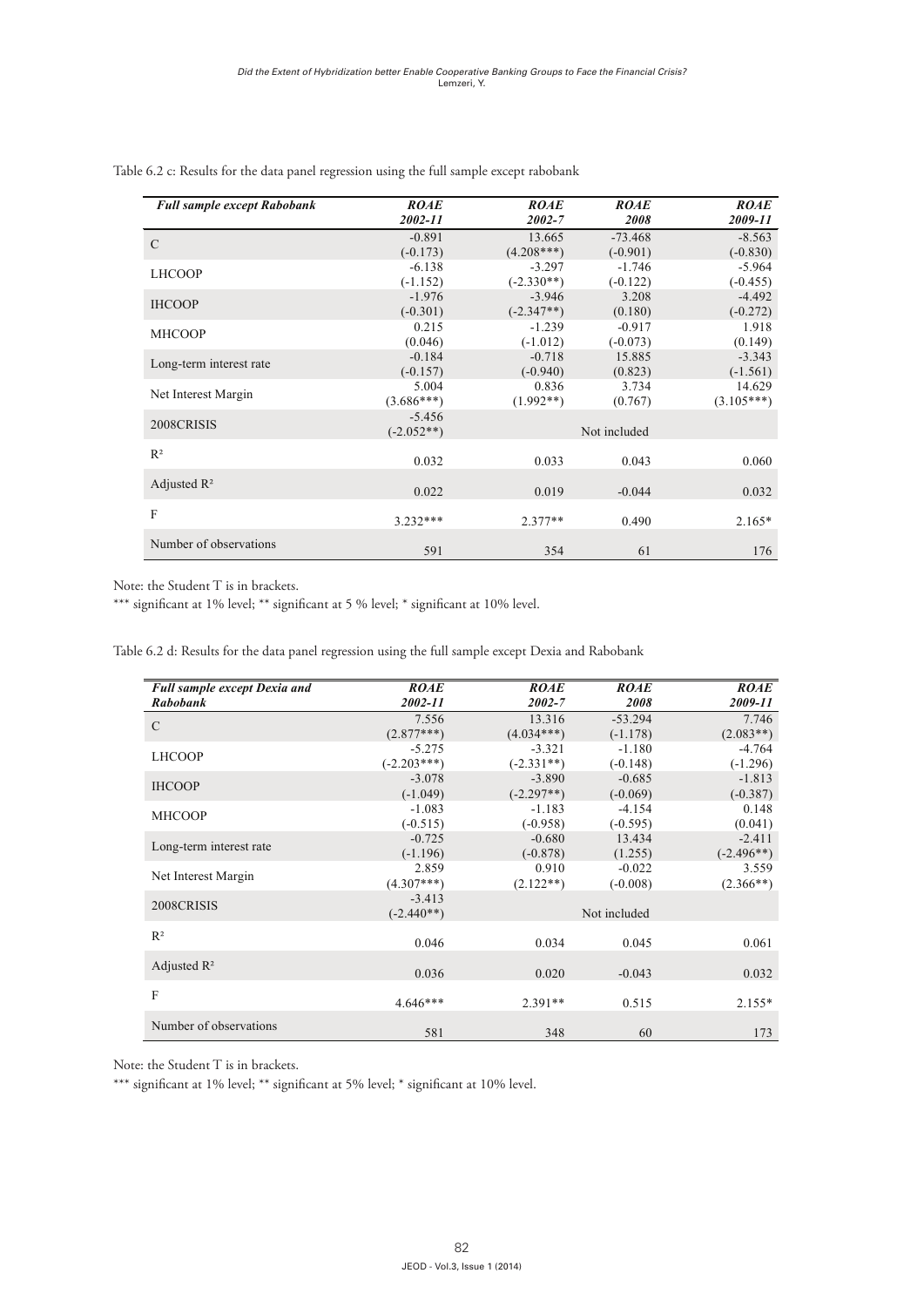Table 6.2 c: Results for the data panel regression using the full sample except rabobank

| *Full sample except Rabobank* | *ROAE 2002-11* | *ROAE 2002-7* | *ROAE 2008* | *ROAE 2009-11* |
|---|---|---|---|---|
| C | -0.891<br>(-0.173) | 13.665<br>(4.208***) | -73.468<br>(-0.901) | -8.563<br>(-0.830) |
| LHCOOP | -6.138<br>(-1.152) | -3.297<br>(-2.330**) | -1.746<br>(-0.122) | -5.964<br>(-0.455) |
| IHCOOP | -1.976<br>(-0.301) | -3.946<br>(-2.347**) | 3.208<br>(0.180) | -4.492<br>(-0.272) |
| MHCOOP | 0.215<br>(0.046) | -1.239<br>(-1.012) | -0.917<br>(-0.073) | 1.918<br>(0.149) |
| Long-term interest rate | -0.184<br>(-0.157) | -0.718<br>(-0.940) | 15.885<br>(0.823) | -3.343<br>(-1.561) |
| Net Interest Margin | 5.004<br>(3.686***) | 0.836<br>(1.992**) | 3.734<br>(0.767) | 14.629<br>(3.105***) |
| 2008CRISIS | -5.456<br>(-2.052**) | | Not included | |
| $R^2$ | 0.032 | 0.033 | 0.043 | 0.060 |
| Adjusted $R^2$ | 0.022 | 0.019 | -0.044 | 0.032 |
| F | 3.232*** | 2.377** | 0.490 | 2.165* |
| Number of observations | 591 | 354 | 61 | 176 |

Note: the Student T is in brackets.

*** significant at 1% level; ** significant at 5 % level; * significant at 10% level.

Table 6.2 d: Results for the data panel regression using the full sample except Dexia and Rabobank

| *Full sample except Dexia and Rabobank* | *ROAE 2002-11* | *ROAE 2002-7* | *ROAE 2008* | *ROAE 2009-11* |
|---|---|---|---|---|
| C | 7.556<br>(2.877***) | 13.316<br>(4.034***) | -53.294<br>(-1.178) | 7.746<br>(2.083**) |
| LHCOOP | -5.275<br>(-2.203***) | -3.321<br>(-2.331**) | -1.180<br>(-0.148) | -4.764<br>(-1.296) |
| IHCOOP | -3.078<br>(-1.049) | -3.890<br>(-2.297**) | -0.685<br>(-0.069) | -1.813<br>(-0.387) |
| MHCOOP | -1.083<br>(-0.515) | -1.183<br>(-0.958) | -4.154<br>(-0.595) | 0.148<br>(0.041) |
| Long-term interest rate | -0.725<br>(-1.196) | -0.680<br>(-0.878) | 13.434<br>(1.255) | -2.411<br>(-2.496**) |
| Net Interest Margin | 2.859<br>(4.307***) | 0.910<br>(2.122**) | -0.022<br>(-0.008) | 3.559<br>(2.366**) |
| 2008CRISIS | -3.413<br>(-2.440**) | | Not included | |
| $R^2$ | 0.046 | 0.034 | 0.045 | 0.061 |
| Adjusted $R^2$ | 0.036 | 0.020 | -0.043 | 0.032 |
| F | 4.646*** | 2.391** | 0.515 | 2.155* |
| Number of observations | 581 | 348 | 60 | 173 |

Note: the Student T is in brackets.

*** significant at 1% level; ** significant at 5% level; * significant at 10% level.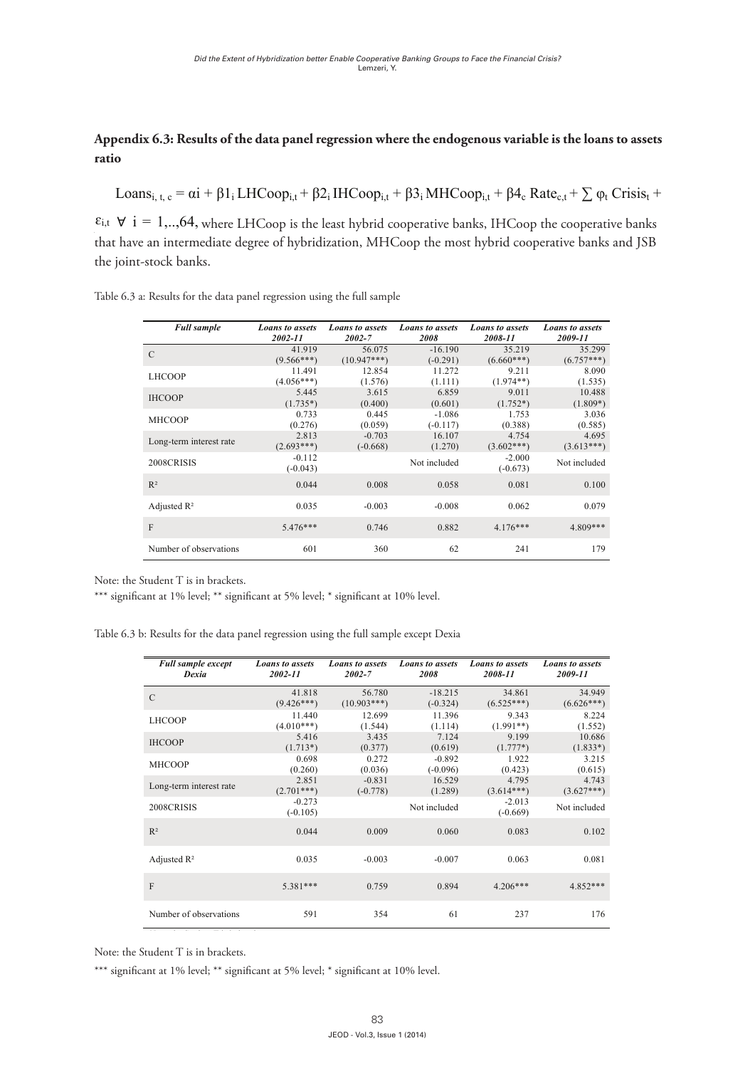## Appendix 6.3: Results of the data panel regression where the endogenous variable is the loans to assets ratio

$Loans_{i,t,c} = \alpha i + \beta 1_i\, LHCoop_{i,t} + \beta 2_i\, IHCoop_{i,t} + \beta 3_i\, MHCoop_{i,t} + \beta 4_c\, Rate_{c,t} + \sum \varphi_t\, Crisis_t + \varepsilon_{i,t}\ \forall\ i = 1,..,64,$ where LHCoop is the least hybrid cooperative banks, IHCoop the cooperative banks that have an intermediate degree of hybridization, MHCoop the most hybrid cooperative banks and JSB the joint-stock banks.

Table 6.3 a: Results for the data panel regression using the full sample

| *Full sample* | *Loans to assets 2002-11* | *Loans to assets 2002-7* | *Loans to assets 2008* | *Loans to assets 2008-11* | *Loans to assets 2009-11* |
|---|---|---|---|---|---|
| C | 41.919 (9.566***) | 56.075 (10.947***) | -16.190 (-0.291) | 35.219 (6.660***) | 35.299 (6.757***) |
| LHCOOP | 11.491 (4.056***) | 12.854 (1.576) | 11.272 (1.111) | 9.211 (1.974**) | 8.090 (1.535) |
| IHCOOP | 5.445 (1.735*) | 3.615 (0.400) | 6.859 (0.601) | 9.011 (1.752*) | 10.488 (1.809*) |
| MHCOOP | 0.733 (0.276) | 0.445 (0.059) | -1.086 (-0.117) | 1.753 (0.388) | 3.036 (0.585) |
| Long-term interest rate | 2.813 (2.693***) | -0.703 (-0.668) | 16.107 (1.270) | 4.754 (3.602***) | 4.695 (3.613***) |
| 2008CRISIS | -0.112 (-0.043) | | Not included | -2.000 (-0.673) | Not included |
| $R^2$ | 0.044 | 0.008 | 0.058 | 0.081 | 0.100 |
| Adjusted $R^2$ | 0.035 | -0.003 | -0.008 | 0.062 | 0.079 |
| F | 5.476*** | 0.746 | 0.882 | 4.176*** | 4.809*** |
| Number of observations | 601 | 360 | 62 | 241 | 179 |

Note: the Student T is in brackets.

*** significant at 1% level; ** significant at 5% level; * significant at 10% level.

Table 6.3 b: Results for the data panel regression using the full sample except Dexia

| *Full sample except Dexia* | *Loans to assets 2002-11* | *Loans to assets 2002-7* | *Loans to assets 2008* | *Loans to assets 2008-11* | *Loans to assets 2009-11* |
|---|---|---|---|---|---|
| C | 41.818 (9.426***) | 56.780 (10.903***) | -18.215 (-0.324) | 34.861 (6.525***) | 34.949 (6.626***) |
| LHCOOP | 11.440 (4.010***) | 12.699 (1.544) | 11.396 (1.114) | 9.343 (1.991**) | 8.224 (1.552) |
| IHCOOP | 5.416 (1.713*) | 3.435 (0.377) | 7.124 (0.619) | 9.199 (1.777*) | 10.686 (1.833*) |
| MHCOOP | 0.698 (0.260) | 0.272 (0.036) | -0.892 (-0.096) | 1.922 (0.423) | 3.215 (0.615) |
| Long-term interest rate | 2.851 (2.701***) | -0.831 (-0.778) | 16.529 (1.289) | 4.795 (3.614***) | 4.743 (3.627***) |
| 2008CRISIS | -0.273 (-0.105) | | Not included | -2.013 (-0.669) | Not included |
| $R^2$ | 0.044 | 0.009 | 0.060 | 0.083 | 0.102 |
| Adjusted $R^2$ | 0.035 | -0.003 | -0.007 | 0.063 | 0.081 |
| F | 5.381*** | 0.759 | 0.894 | 4.206*** | 4.852*** |
| Number of observations | 591 | 354 | 61 | 237 | 176 |

Note: the Student T is in brackets.

*** significant at 1% level; ** significant at 5% level; * significant at 10% level.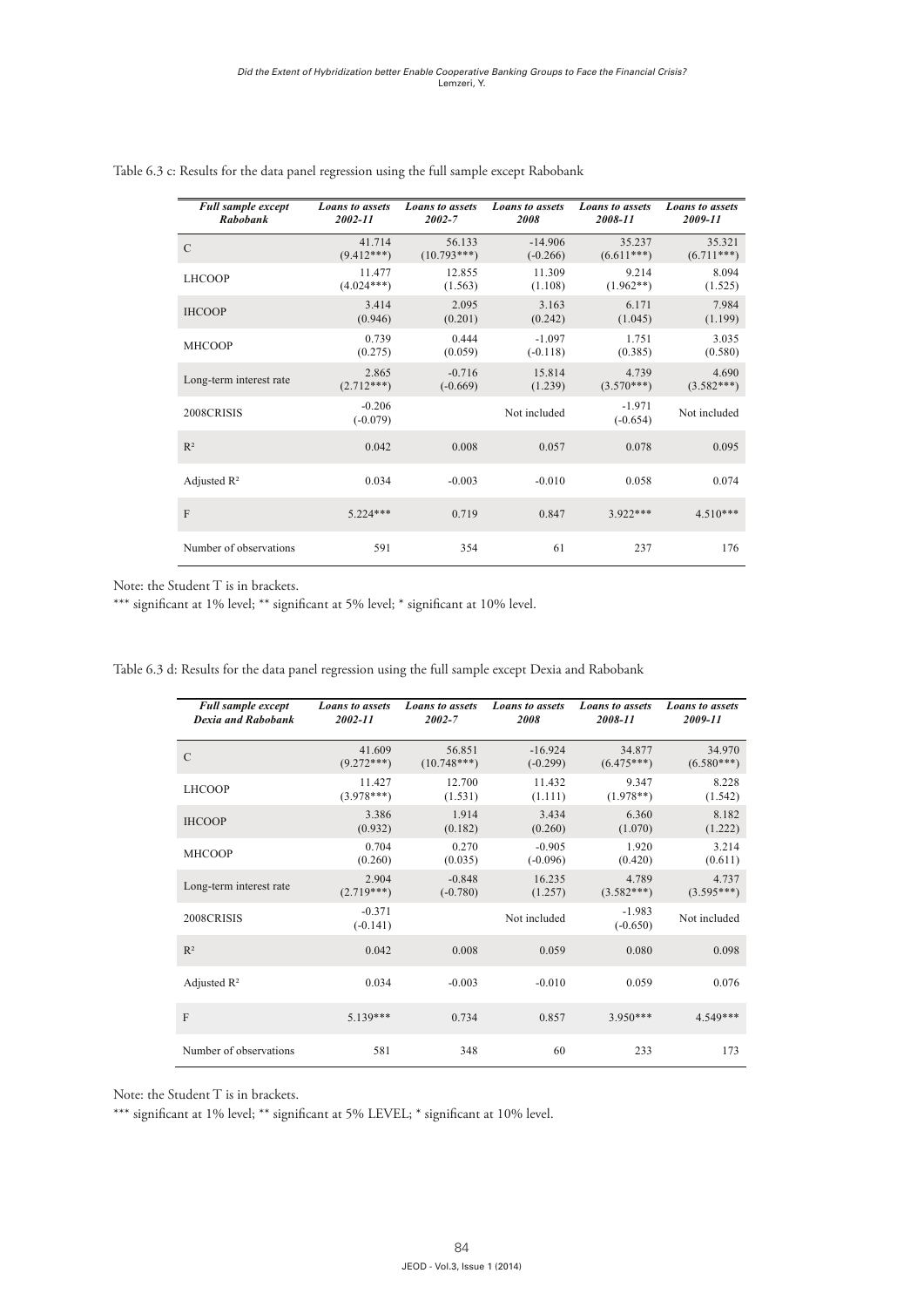Table 6.3 c: Results for the data panel regression using the full sample except Rabobank

| *Full sample except Rabobank* | *Loans to assets 2002-11* | *Loans to assets 2002-7* | *Loans to assets 2008* | *Loans to assets 2008-11* | *Loans to assets 2009-11* |
|---|---|---|---|---|---|
| C | 41.714 (9.412***) | 56.133 (10.793***) | -14.906 (-0.266) | 35.237 (6.611***) | 35.321 (6.711***) |
| LHCOOP | 11.477 (4.024***) | 12.855 (1.563) | 11.309 (1.108) | 9.214 (1.962**) | 8.094 (1.525) |
| IHCOOP | 3.414 (0.946) | 2.095 (0.201) | 3.163 (0.242) | 6.171 (1.045) | 7.984 (1.199) |
| MHCOOP | 0.739 (0.275) | 0.444 (0.059) | -1.097 (-0.118) | 1.751 (0.385) | 3.035 (0.580) |
| Long-term interest rate | 2.865 (2.712***) | -0.716 (-0.669) | 15.814 (1.239) | 4.739 (3.570***) | 4.690 (3.582***) |
| 2008CRISIS | -0.206 (-0.079) | | Not included | -1.971 (-0.654) | Not included |
| $R^2$ | 0.042 | 0.008 | 0.057 | 0.078 | 0.095 |
| Adjusted $R^2$ | 0.034 | -0.003 | -0.010 | 0.058 | 0.074 |
| F | 5.224*** | 0.719 | 0.847 | 3.922*** | 4.510*** |
| Number of observations | 591 | 354 | 61 | 237 | 176 |

Note: the Student T is in brackets.

*** significant at 1% level; ** significant at 5% level; * significant at 10% level.

Table 6.3 d: Results for the data panel regression using the full sample except Dexia and Rabobank

| *Full sample except Dexia and Rabobank* | *Loans to assets 2002-11* | *Loans to assets 2002-7* | *Loans to assets 2008* | *Loans to assets 2008-11* | *Loans to assets 2009-11* |
|---|---|---|---|---|---|
| C | 41.609 (9.272***) | 56.851 (10.748***) | -16.924 (-0.299) | 34.877 (6.475***) | 34.970 (6.580***) |
| LHCOOP | 11.427 (3.978***) | 12.700 (1.531) | 11.432 (1.111) | 9.347 (1.978**) | 8.228 (1.542) |
| IHCOOP | 3.386 (0.932) | 1.914 (0.182) | 3.434 (0.260) | 6.360 (1.070) | 8.182 (1.222) |
| MHCOOP | 0.704 (0.260) | 0.270 (0.035) | -0.905 (-0.096) | 1.920 (0.420) | 3.214 (0.611) |
| Long-term interest rate | 2.904 (2.719***) | -0.848 (-0.780) | 16.235 (1.257) | 4.789 (3.582***) | 4.737 (3.595***) |
| 2008CRISIS | -0.371 (-0.141) | | Not included | -1.983 (-0.650) | Not included |
| $R^2$ | 0.042 | 0.008 | 0.059 | 0.080 | 0.098 |
| Adjusted $R^2$ | 0.034 | -0.003 | -0.010 | 0.059 | 0.076 |
| F | 5.139*** | 0.734 | 0.857 | 3.950*** | 4.549*** |
| Number of observations | 581 | 348 | 60 | 233 | 173 |

Note: the Student T is in brackets.

*** significant at 1% level; ** significant at 5% LEVEL; * significant at 10% level.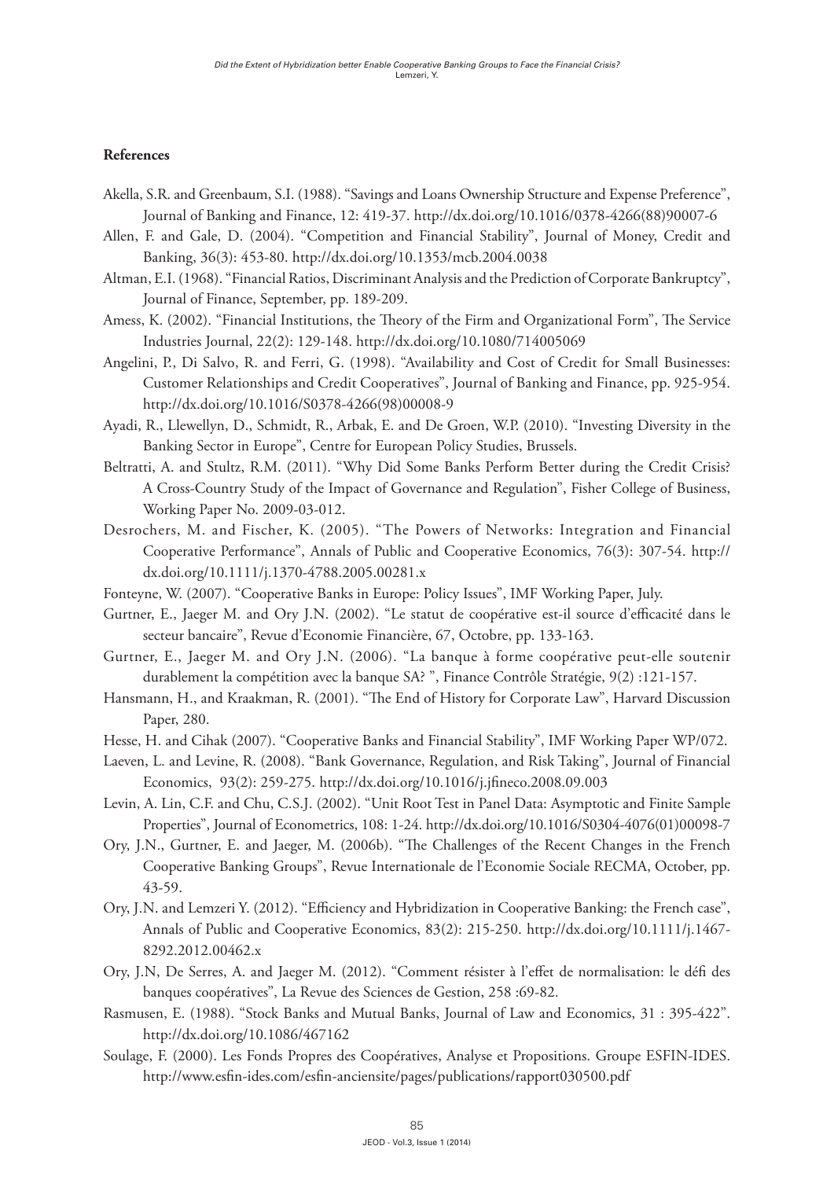## References

Akella, S.R. and Greenbaum, S.I. (1988). "Savings and Loans Ownership Structure and Expense Preference", Journal of Banking and Finance, 12: 419-37. http://dx.doi.org/10.1016/0378-4266(88)90007-6

Allen, F. and Gale, D. (2004). "Competition and Financial Stability", Journal of Money, Credit and Banking, 36(3): 453-80. http://dx.doi.org/10.1353/mcb.2004.0038

Altman, E.I. (1968). "Financial Ratios, Discriminant Analysis and the Prediction of Corporate Bankruptcy", Journal of Finance, September, pp. 189-209.

Amess, K. (2002). "Financial Institutions, the Theory of the Firm and Organizational Form", The Service Industries Journal, 22(2): 129-148. http://dx.doi.org/10.1080/714005069

Angelini, P., Di Salvo, R. and Ferri, G. (1998). "Availability and Cost of Credit for Small Businesses: Customer Relationships and Credit Cooperatives", Journal of Banking and Finance, pp. 925-954. http://dx.doi.org/10.1016/S0378-4266(98)00008-9

Ayadi, R., Llewellyn, D., Schmidt, R., Arbak, E. and De Groen, W.P. (2010). "Investing Diversity in the Banking Sector in Europe", Centre for European Policy Studies, Brussels.

Beltratti, A. and Stultz, R.M. (2011). "Why Did Some Banks Perform Better during the Credit Crisis? A Cross-Country Study of the Impact of Governance and Regulation", Fisher College of Business, Working Paper No. 2009-03-012.

Desrochers, M. and Fischer, K. (2005). "The Powers of Networks: Integration and Financial Cooperative Performance", Annals of Public and Cooperative Economics, 76(3): 307-54. http://dx.doi.org/10.1111/j.1370-4788.2005.00281.x

Fonteyne, W. (2007). "Cooperative Banks in Europe: Policy Issues", IMF Working Paper, July.

Gurtner, E., Jaeger M. and Ory J.N. (2002). "Le statut de coopérative est-il source d'efficacité dans le secteur bancaire", Revue d'Economie Financière, 67, Octobre, pp. 133-163.

Gurtner, E., Jaeger M. and Ory J.N. (2006). "La banque à forme coopérative peut-elle soutenir durablement la compétition avec la banque SA? ", Finance Contrôle Stratégie, 9(2) :121-157.

Hansmann, H., and Kraakman, R. (2001). "The End of History for Corporate Law", Harvard Discussion Paper, 280.

Hesse, H. and Cihak (2007). "Cooperative Banks and Financial Stability", IMF Working Paper WP/072.

Laeven, L. and Levine, R. (2008). "Bank Governance, Regulation, and Risk Taking", Journal of Financial Economics, 93(2): 259-275. http://dx.doi.org/10.1016/j.jfineco.2008.09.003

Levin, A. Lin, C.F. and Chu, C.S.J. (2002). "Unit Root Test in Panel Data: Asymptotic and Finite Sample Properties", Journal of Econometrics, 108: 1-24. http://dx.doi.org/10.1016/S0304-4076(01)00098-7

Ory, J.N., Gurtner, E. and Jaeger, M. (2006b). "The Challenges of the Recent Changes in the French Cooperative Banking Groups", Revue Internationale de l'Economie Sociale RECMA, October, pp. 43-59.

Ory, J.N. and Lemzeri Y. (2012). "Efficiency and Hybridization in Cooperative Banking: the French case", Annals of Public and Cooperative Economics, 83(2): 215-250. http://dx.doi.org/10.1111/j.1467-8292.2012.00462.x

Ory, J.N, De Serres, A. and Jaeger M. (2012). "Comment résister à l'effet de normalisation: le défi des banques coopératives", La Revue des Sciences de Gestion, 258 :69-82.

Rasmusen, E. (1988). "Stock Banks and Mutual Banks, Journal of Law and Economics, 31 : 395-422". http://dx.doi.org/10.1086/467162

Soulage, F. (2000). Les Fonds Propres des Coopératives, Analyse et Propositions. Groupe ESFIN-IDES. http://www.esfin-ides.com/esfin-anciensite/pages/publications/rapport030500.pdf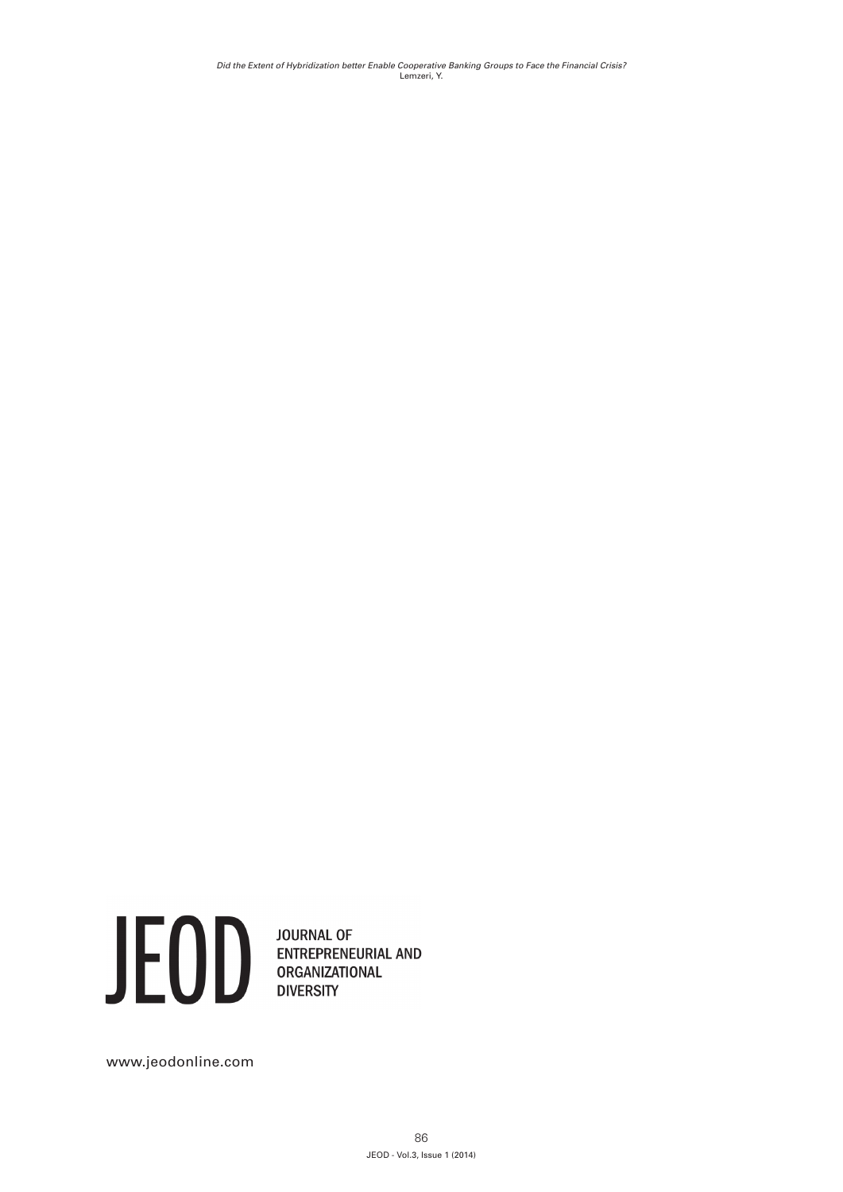JEOD

JOURNAL OF ENTREPRENEURIAL AND ORGANIZATIONAL DIVERSITY

www.jeodonline.com